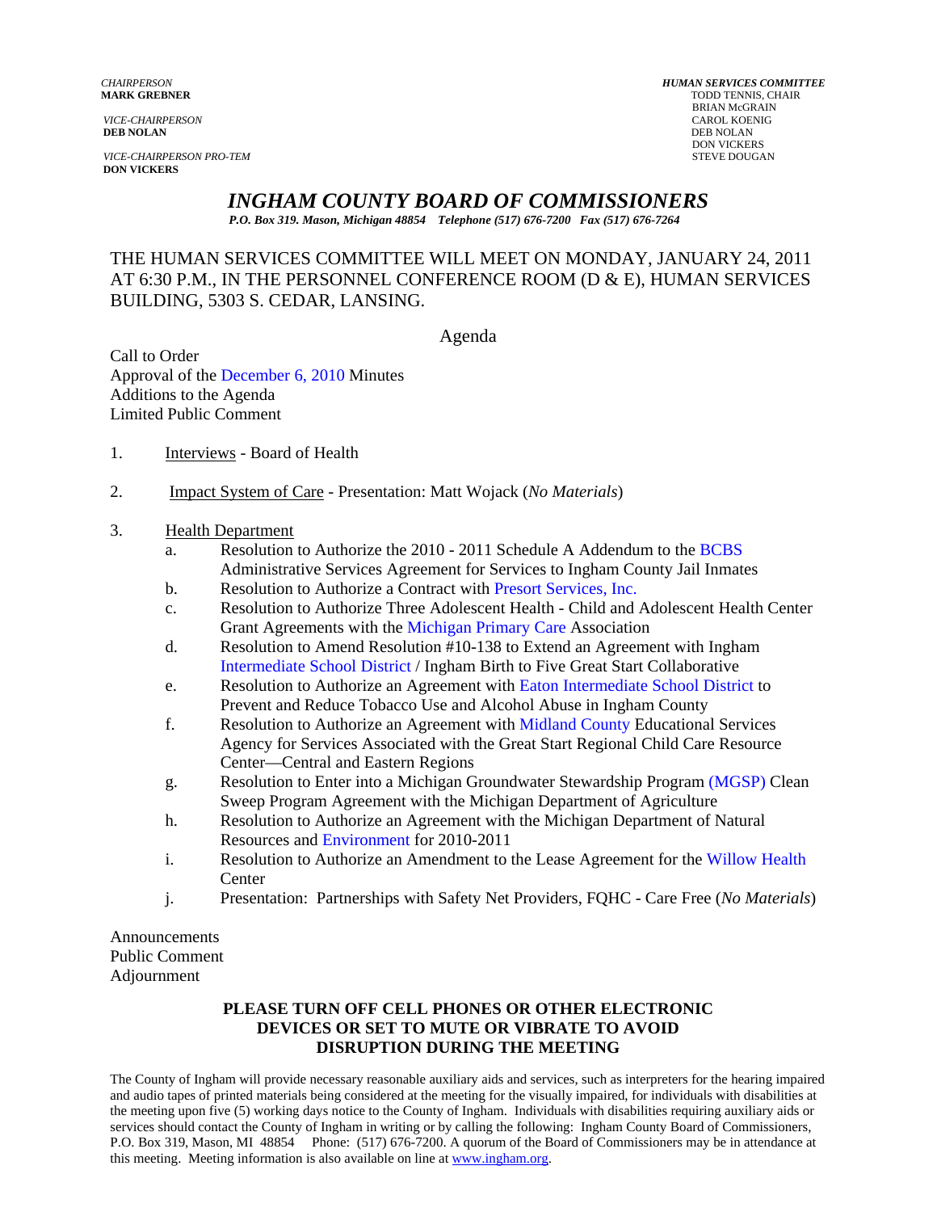*CHAIRPERSON*
**MARK GREBNER**

*VICE-CHAIRPERSON*
**DEB NOLAN**

*VICE-CHAIRPERSON PRO-TEM*
**DON VICKERS**

***HUMAN SERVICES COMMITTEE***
TODD TENNIS, CHAIR
BRIAN McGRAIN
CAROL KOENIG
DEB NOLAN
DON VICKERS
STEVE DOUGAN

# *INGHAM COUNTY BOARD OF COMMISSIONERS*

***P.O. Box 319. Mason, Michigan 48854 Telephone (517) 676-7200 Fax (517) 676-7264***

THE HUMAN SERVICES COMMITTEE WILL MEET ON MONDAY, JANUARY 24, 2011 AT 6:30 P.M., IN THE PERSONNEL CONFERENCE ROOM (D & E), HUMAN SERVICES BUILDING, 5303 S. CEDAR, LANSING.

Agenda

Call to Order
Approval of the December 6, 2010 Minutes
Additions to the Agenda
Limited Public Comment

1. Interviews - Board of Health

2. Impact System of Care - Presentation: Matt Wojack (*No Materials*)

3. Health Department
   a. Resolution to Authorize the 2010 - 2011 Schedule A Addendum to the BCBS Administrative Services Agreement for Services to Ingham County Jail Inmates
   b. Resolution to Authorize a Contract with Presort Services, Inc.
   c. Resolution to Authorize Three Adolescent Health - Child and Adolescent Health Center Grant Agreements with the Michigan Primary Care Association
   d. Resolution to Amend Resolution #10-138 to Extend an Agreement with Ingham Intermediate School District / Ingham Birth to Five Great Start Collaborative
   e. Resolution to Authorize an Agreement with Eaton Intermediate School District to Prevent and Reduce Tobacco Use and Alcohol Abuse in Ingham County
   f. Resolution to Authorize an Agreement with Midland County Educational Services Agency for Services Associated with the Great Start Regional Child Care Resource Center—Central and Eastern Regions
   g. Resolution to Enter into a Michigan Groundwater Stewardship Program (MGSP) Clean Sweep Program Agreement with the Michigan Department of Agriculture
   h. Resolution to Authorize an Agreement with the Michigan Department of Natural Resources and Environment for 2010-2011
   i. Resolution to Authorize an Amendment to the Lease Agreement for the Willow Health Center
   j. Presentation: Partnerships with Safety Net Providers, FQHC - Care Free (*No Materials*)

Announcements
Public Comment
Adjournment

**PLEASE TURN OFF CELL PHONES OR OTHER ELECTRONIC DEVICES OR SET TO MUTE OR VIBRATE TO AVOID DISRUPTION DURING THE MEETING**

The County of Ingham will provide necessary reasonable auxiliary aids and services, such as interpreters for the hearing impaired and audio tapes of printed materials being considered at the meeting for the visually impaired, for individuals with disabilities at the meeting upon five (5) working days notice to the County of Ingham. Individuals with disabilities requiring auxiliary aids or services should contact the County of Ingham in writing or by calling the following: Ingham County Board of Commissioners, P.O. Box 319, Mason, MI 48854 Phone: (517) 676-7200. A quorum of the Board of Commissioners may be in attendance at this meeting. Meeting information is also available on line at www.ingham.org.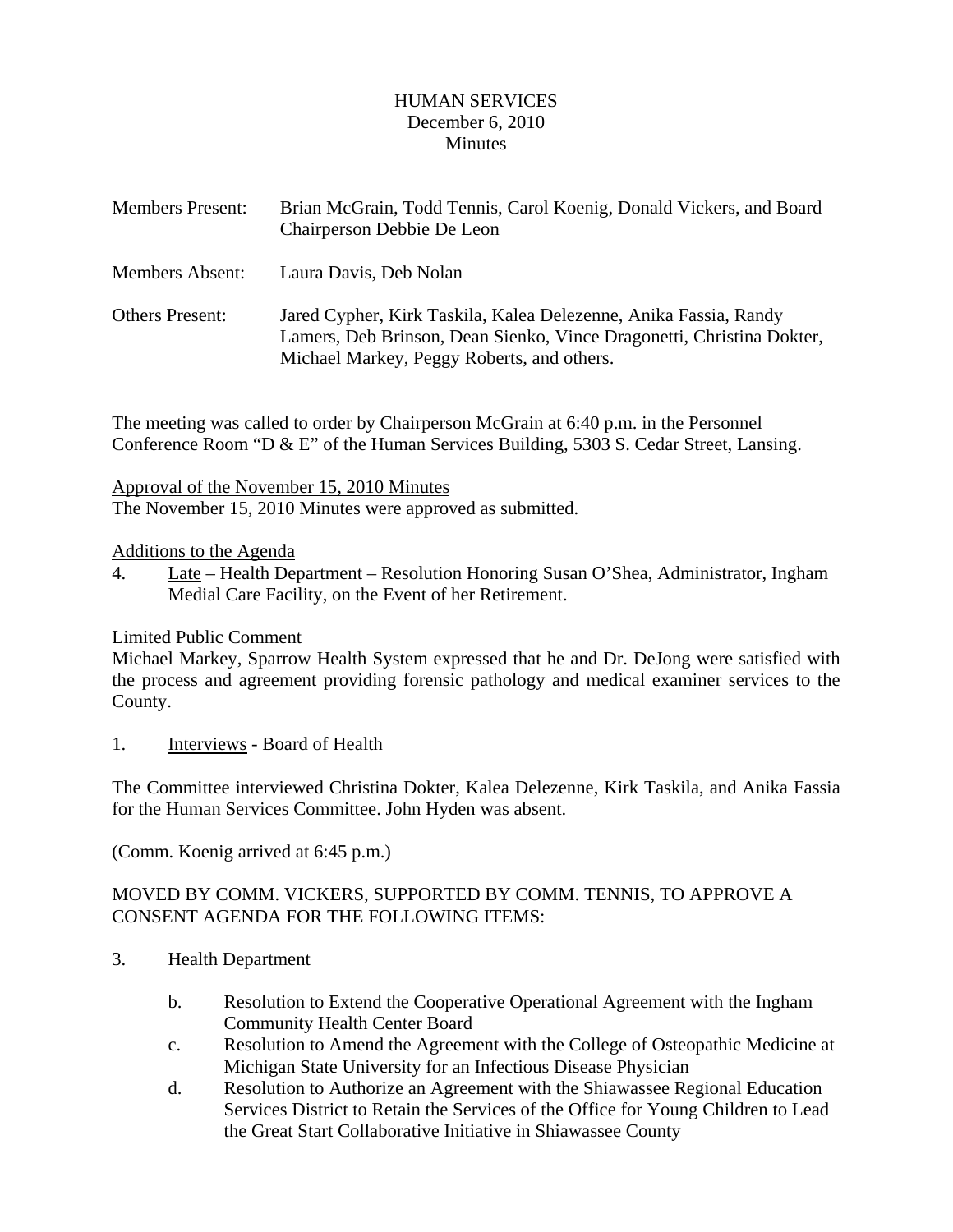# HUMAN SERVICES
December 6, 2010
Minutes

Members Present: Brian McGrain, Todd Tennis, Carol Koenig, Donald Vickers, and Board Chairperson Debbie De Leon

Members Absent: Laura Davis, Deb Nolan

Others Present: Jared Cypher, Kirk Taskila, Kalea Delezenne, Anika Fassia, Randy Lamers, Deb Brinson, Dean Sienko, Vince Dragonetti, Christina Dokter, Michael Markey, Peggy Roberts, and others.

The meeting was called to order by Chairperson McGrain at 6:40 p.m. in the Personnel Conference Room "D & E" of the Human Services Building, 5303 S. Cedar Street, Lansing.

Approval of the November 15, 2010 Minutes
The November 15, 2010 Minutes were approved as submitted.

Additions to the Agenda

4. Late – Health Department – Resolution Honoring Susan O'Shea, Administrator, Ingham Medial Care Facility, on the Event of her Retirement.

Limited Public Comment
Michael Markey, Sparrow Health System expressed that he and Dr. DeJong were satisfied with the process and agreement providing forensic pathology and medical examiner services to the County.

1. Interviews - Board of Health

The Committee interviewed Christina Dokter, Kalea Delezenne, Kirk Taskila, and Anika Fassia for the Human Services Committee. John Hyden was absent.

(Comm. Koenig arrived at 6:45 p.m.)

MOVED BY COMM. VICKERS, SUPPORTED BY COMM. TENNIS, TO APPROVE A CONSENT AGENDA FOR THE FOLLOWING ITEMS:

3. Health Department

   b. Resolution to Extend the Cooperative Operational Agreement with the Ingham Community Health Center Board
   c. Resolution to Amend the Agreement with the College of Osteopathic Medicine at Michigan State University for an Infectious Disease Physician
   d. Resolution to Authorize an Agreement with the Shiawassee Regional Education Services District to Retain the Services of the Office for Young Children to Lead the Great Start Collaborative Initiative in Shiawassee County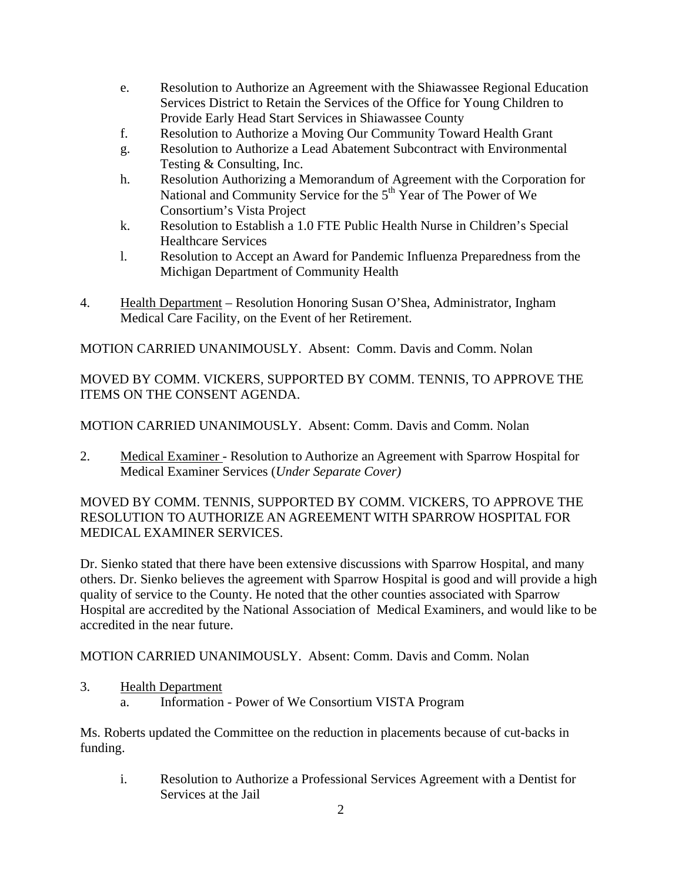e. Resolution to Authorize an Agreement with the Shiawassee Regional Education Services District to Retain the Services of the Office for Young Children to Provide Early Head Start Services in Shiawassee County
f. Resolution to Authorize a Moving Our Community Toward Health Grant
g. Resolution to Authorize a Lead Abatement Subcontract with Environmental Testing & Consulting, Inc.
h. Resolution Authorizing a Memorandum of Agreement with the Corporation for National and Community Service for the 5th Year of The Power of We Consortium's Vista Project
k. Resolution to Establish a 1.0 FTE Public Health Nurse in Children's Special Healthcare Services
l. Resolution to Accept an Award for Pandemic Influenza Preparedness from the Michigan Department of Community Health

4. Health Department – Resolution Honoring Susan O'Shea, Administrator, Ingham Medical Care Facility, on the Event of her Retirement.

MOTION CARRIED UNANIMOUSLY. Absent: Comm. Davis and Comm. Nolan

MOVED BY COMM. VICKERS, SUPPORTED BY COMM. TENNIS, TO APPROVE THE ITEMS ON THE CONSENT AGENDA.

MOTION CARRIED UNANIMOUSLY. Absent: Comm. Davis and Comm. Nolan

2. Medical Examiner - Resolution to Authorize an Agreement with Sparrow Hospital for Medical Examiner Services (*Under Separate Cover)*

MOVED BY COMM. TENNIS, SUPPORTED BY COMM. VICKERS, TO APPROVE THE RESOLUTION TO AUTHORIZE AN AGREEMENT WITH SPARROW HOSPITAL FOR MEDICAL EXAMINER SERVICES.

Dr. Sienko stated that there have been extensive discussions with Sparrow Hospital, and many others. Dr. Sienko believes the agreement with Sparrow Hospital is good and will provide a high quality of service to the County. He noted that the other counties associated with Sparrow Hospital are accredited by the National Association of Medical Examiners, and would like to be accredited in the near future.

MOTION CARRIED UNANIMOUSLY. Absent: Comm. Davis and Comm. Nolan

3. Health Department
   a. Information - Power of We Consortium VISTA Program

Ms. Roberts updated the Committee on the reduction in placements because of cut-backs in funding.

i. Resolution to Authorize a Professional Services Agreement with a Dentist for Services at the Jail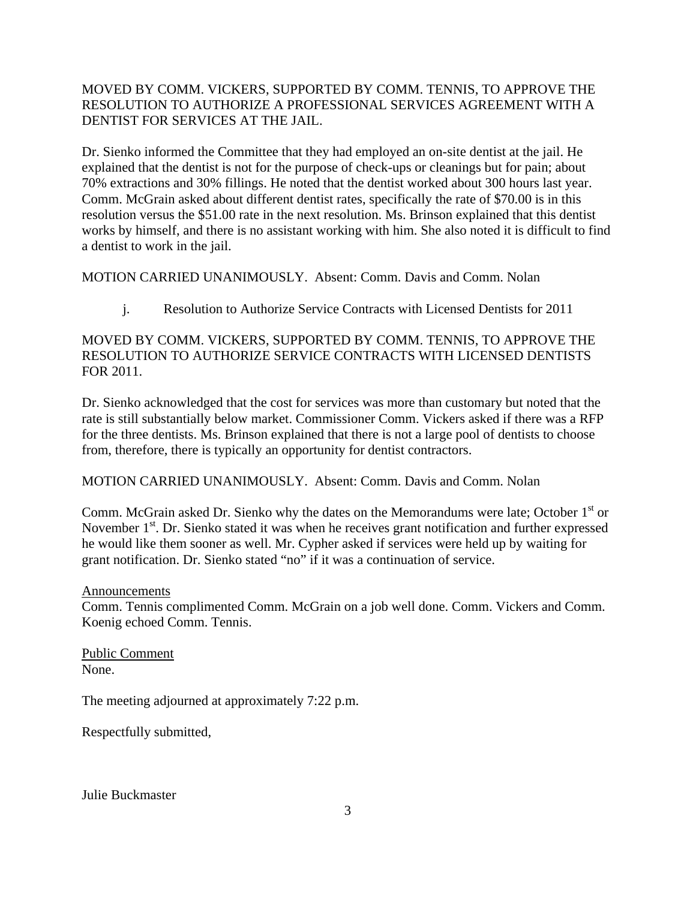MOVED BY COMM. VICKERS, SUPPORTED BY COMM. TENNIS, TO APPROVE THE RESOLUTION TO AUTHORIZE A PROFESSIONAL SERVICES AGREEMENT WITH A DENTIST FOR SERVICES AT THE JAIL.

Dr. Sienko informed the Committee that they had employed an on-site dentist at the jail. He explained that the dentist is not for the purpose of check-ups or cleanings but for pain; about 70% extractions and 30% fillings. He noted that the dentist worked about 300 hours last year. Comm. McGrain asked about different dentist rates, specifically the rate of $70.00 is in this resolution versus the $51.00 rate in the next resolution. Ms. Brinson explained that this dentist works by himself, and there is no assistant working with him. She also noted it is difficult to find a dentist to work in the jail.

MOTION CARRIED UNANIMOUSLY. Absent: Comm. Davis and Comm. Nolan

j. Resolution to Authorize Service Contracts with Licensed Dentists for 2011

MOVED BY COMM. VICKERS, SUPPORTED BY COMM. TENNIS, TO APPROVE THE RESOLUTION TO AUTHORIZE SERVICE CONTRACTS WITH LICENSED DENTISTS FOR 2011.

Dr. Sienko acknowledged that the cost for services was more than customary but noted that the rate is still substantially below market. Commissioner Comm. Vickers asked if there was a RFP for the three dentists. Ms. Brinson explained that there is not a large pool of dentists to choose from, therefore, there is typically an opportunity for dentist contractors.

MOTION CARRIED UNANIMOUSLY. Absent: Comm. Davis and Comm. Nolan

Comm. McGrain asked Dr. Sienko why the dates on the Memorandums were late; October 1st or November 1st. Dr. Sienko stated it was when he receives grant notification and further expressed he would like them sooner as well. Mr. Cypher asked if services were held up by waiting for grant notification. Dr. Sienko stated "no" if it was a continuation of service.

Announcements

Comm. Tennis complimented Comm. McGrain on a job well done. Comm. Vickers and Comm. Koenig echoed Comm. Tennis.

Public Comment

None.

The meeting adjourned at approximately 7:22 p.m.

Respectfully submitted,

Julie Buckmaster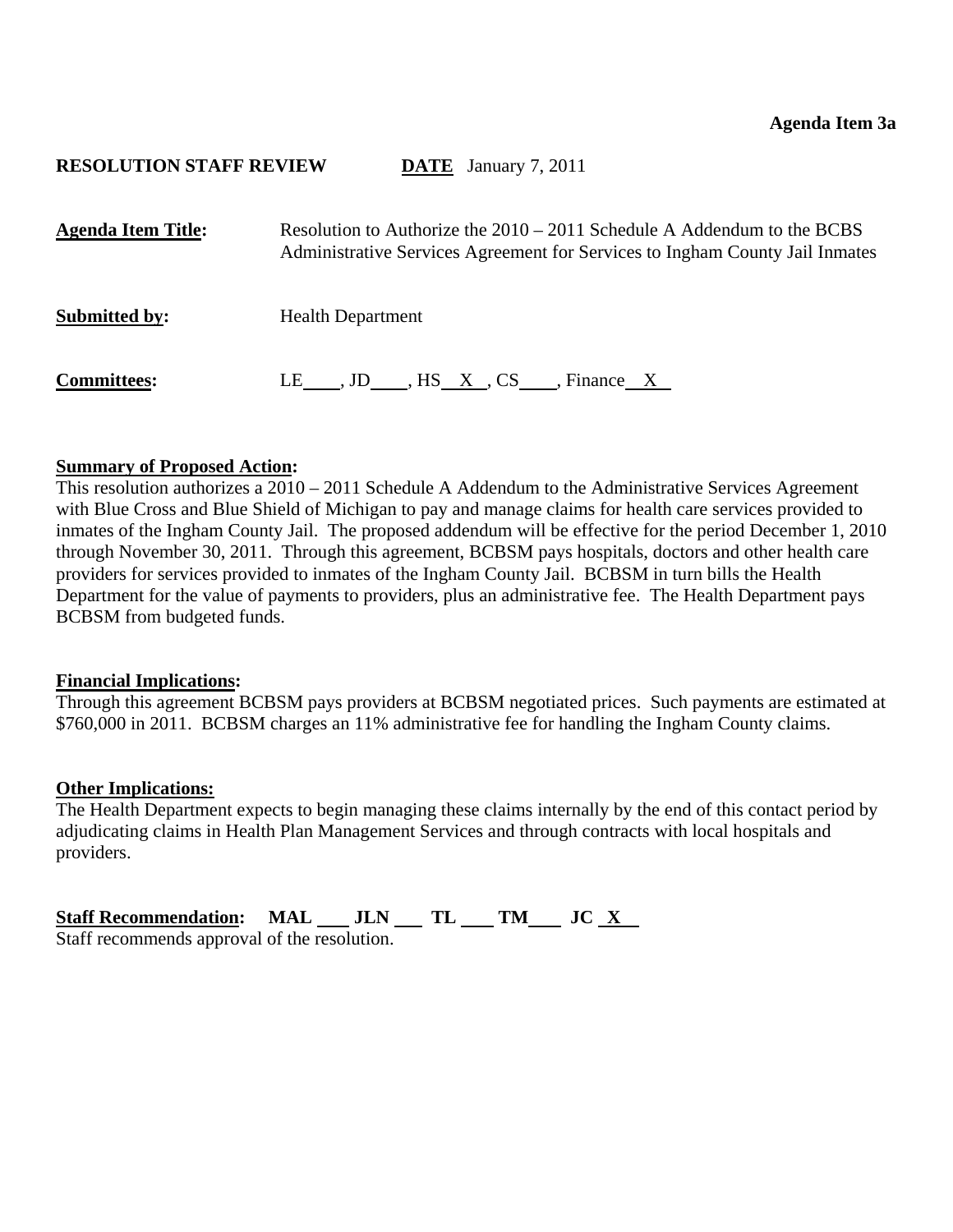**Agenda Item 3a**

**RESOLUTION STAFF REVIEW** **DATE** January 7, 2011

**Agenda Item Title:** Resolution to Authorize the 2010 – 2011 Schedule A Addendum to the BCBS Administrative Services Agreement for Services to Ingham County Jail Inmates

**Submitted by:** Health Department

**Committees:** LE\_\_\_\_, JD\_\_\_\_, HS X , CS\_\_\_\_, Finance X

**Summary of Proposed Action:**
This resolution authorizes a 2010 – 2011 Schedule A Addendum to the Administrative Services Agreement with Blue Cross and Blue Shield of Michigan to pay and manage claims for health care services provided to inmates of the Ingham County Jail. The proposed addendum will be effective for the period December 1, 2010 through November 30, 2011. Through this agreement, BCBSM pays hospitals, doctors and other health care providers for services provided to inmates of the Ingham County Jail. BCBSM in turn bills the Health Department for the value of payments to providers, plus an administrative fee. The Health Department pays BCBSM from budgeted funds.

**Financial Implications:**
Through this agreement BCBSM pays providers at BCBSM negotiated prices. Such payments are estimated at $760,000 in 2011. BCBSM charges an 11% administrative fee for handling the Ingham County claims.

**Other Implications:**
The Health Department expects to begin managing these claims internally by the end of this contact period by adjudicating claims in Health Plan Management Services and through contracts with local hospitals and providers.

**Staff Recommendation:** **MAL** \_\_\_ **JLN** \_\_\_ **TL** \_\_\_ **TM** \_\_\_ **JC** X
Staff recommends approval of the resolution.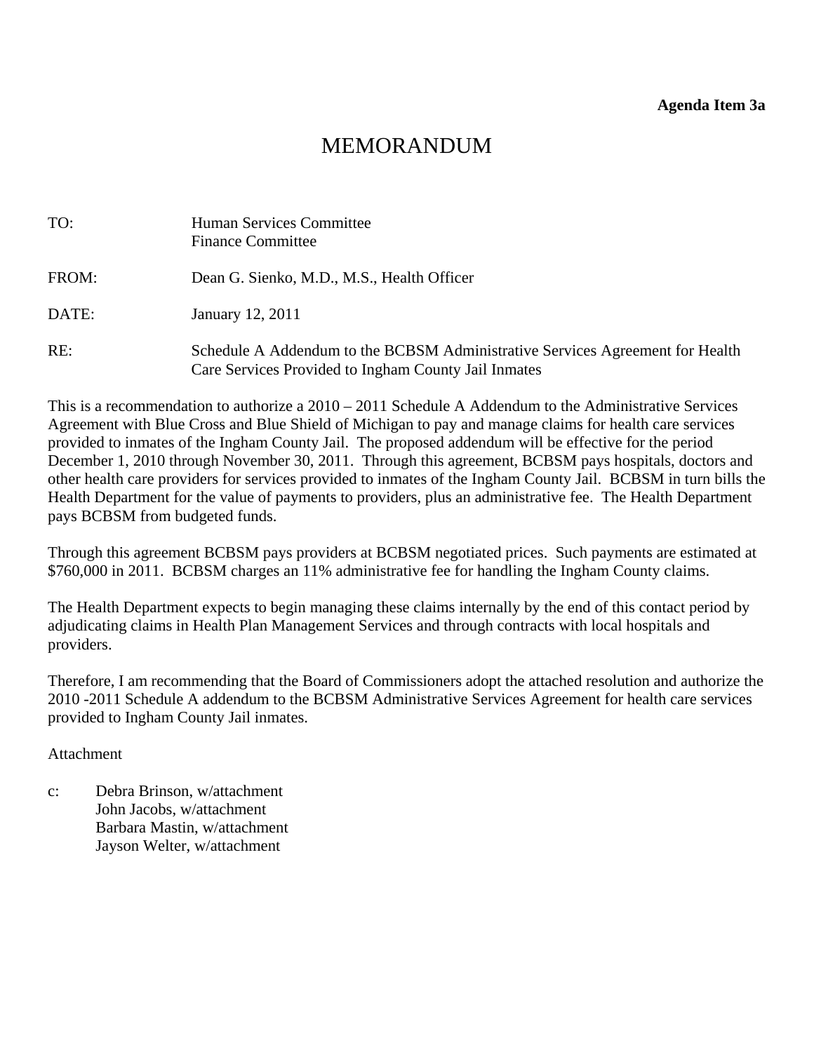**Agenda Item 3a**

# MEMORANDUM

TO: Human Services Committee
Finance Committee

FROM: Dean G. Sienko, M.D., M.S., Health Officer

DATE: January 12, 2011

RE: Schedule A Addendum to the BCBSM Administrative Services Agreement for Health Care Services Provided to Ingham County Jail Inmates

This is a recommendation to authorize a 2010 – 2011 Schedule A Addendum to the Administrative Services Agreement with Blue Cross and Blue Shield of Michigan to pay and manage claims for health care services provided to inmates of the Ingham County Jail. The proposed addendum will be effective for the period December 1, 2010 through November 30, 2011. Through this agreement, BCBSM pays hospitals, doctors and other health care providers for services provided to inmates of the Ingham County Jail. BCBSM in turn bills the Health Department for the value of payments to providers, plus an administrative fee. The Health Department pays BCBSM from budgeted funds.

Through this agreement BCBSM pays providers at BCBSM negotiated prices. Such payments are estimated at $760,000 in 2011. BCBSM charges an 11% administrative fee for handling the Ingham County claims.

The Health Department expects to begin managing these claims internally by the end of this contact period by adjudicating claims in Health Plan Management Services and through contracts with local hospitals and providers.

Therefore, I am recommending that the Board of Commissioners adopt the attached resolution and authorize the 2010 -2011 Schedule A addendum to the BCBSM Administrative Services Agreement for health care services provided to Ingham County Jail inmates.

Attachment

c: Debra Brinson, w/attachment
John Jacobs, w/attachment
Barbara Mastin, w/attachment
Jayson Welter, w/attachment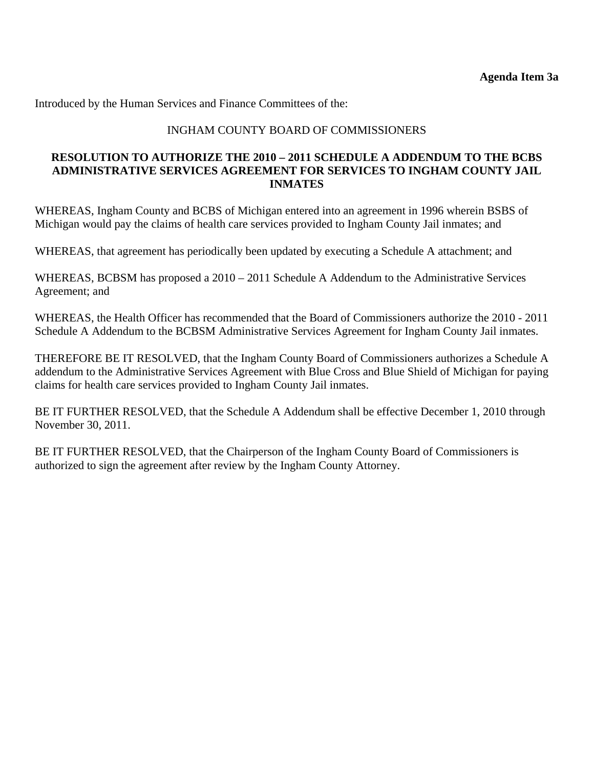**Agenda Item 3a**

Introduced by the Human Services and Finance Committees of the:

INGHAM COUNTY BOARD OF COMMISSIONERS

**RESOLUTION TO AUTHORIZE THE 2010 – 2011 SCHEDULE A ADDENDUM TO THE BCBS ADMINISTRATIVE SERVICES AGREEMENT FOR SERVICES TO INGHAM COUNTY JAIL INMATES**

WHEREAS, Ingham County and BCBS of Michigan entered into an agreement in 1996 wherein BSBS of Michigan would pay the claims of health care services provided to Ingham County Jail inmates; and

WHEREAS, that agreement has periodically been updated by executing a Schedule A attachment; and

WHEREAS, BCBSM has proposed a 2010 – 2011 Schedule A Addendum to the Administrative Services Agreement; and

WHEREAS, the Health Officer has recommended that the Board of Commissioners authorize the 2010 - 2011 Schedule A Addendum to the BCBSM Administrative Services Agreement for Ingham County Jail inmates.

THEREFORE BE IT RESOLVED, that the Ingham County Board of Commissioners authorizes a Schedule A addendum to the Administrative Services Agreement with Blue Cross and Blue Shield of Michigan for paying claims for health care services provided to Ingham County Jail inmates.

BE IT FURTHER RESOLVED, that the Schedule A Addendum shall be effective December 1, 2010 through November 30, 2011.

BE IT FURTHER RESOLVED, that the Chairperson of the Ingham County Board of Commissioners is authorized to sign the agreement after review by the Ingham County Attorney.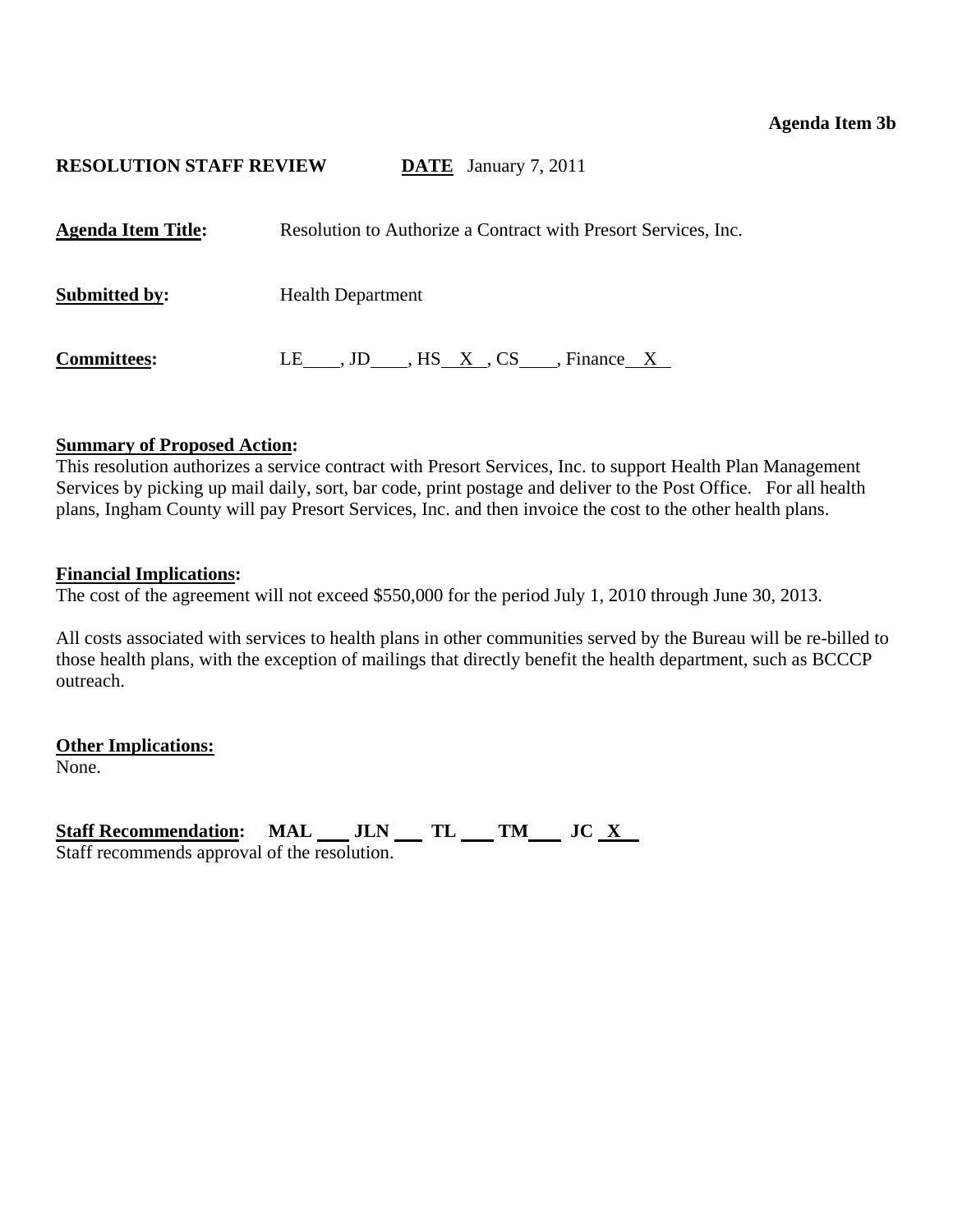**Agenda Item 3b**

**RESOLUTION STAFF REVIEW** **DATE** January 7, 2011

**Agenda Item Title:** Resolution to Authorize a Contract with Presort Services, Inc.

**Submitted by:** Health Department

**Committees:** LE____, JD____, HS__X__, CS____, Finance__X__

**Summary of Proposed Action:**
This resolution authorizes a service contract with Presort Services, Inc. to support Health Plan Management Services by picking up mail daily, sort, bar code, print postage and deliver to the Post Office. For all health plans, Ingham County will pay Presort Services, Inc. and then invoice the cost to the other health plans.

**Financial Implications:**
The cost of the agreement will not exceed $550,000 for the period July 1, 2010 through June 30, 2013.

All costs associated with services to health plans in other communities served by the Bureau will be re-billed to those health plans, with the exception of mailings that directly benefit the health department, such as BCCCP outreach.

**Other Implications:**
None.

**Staff Recommendation:** **MAL** ___ **JLN** ___ **TL** ___ **TM** ___ **JC** __X__
Staff recommends approval of the resolution.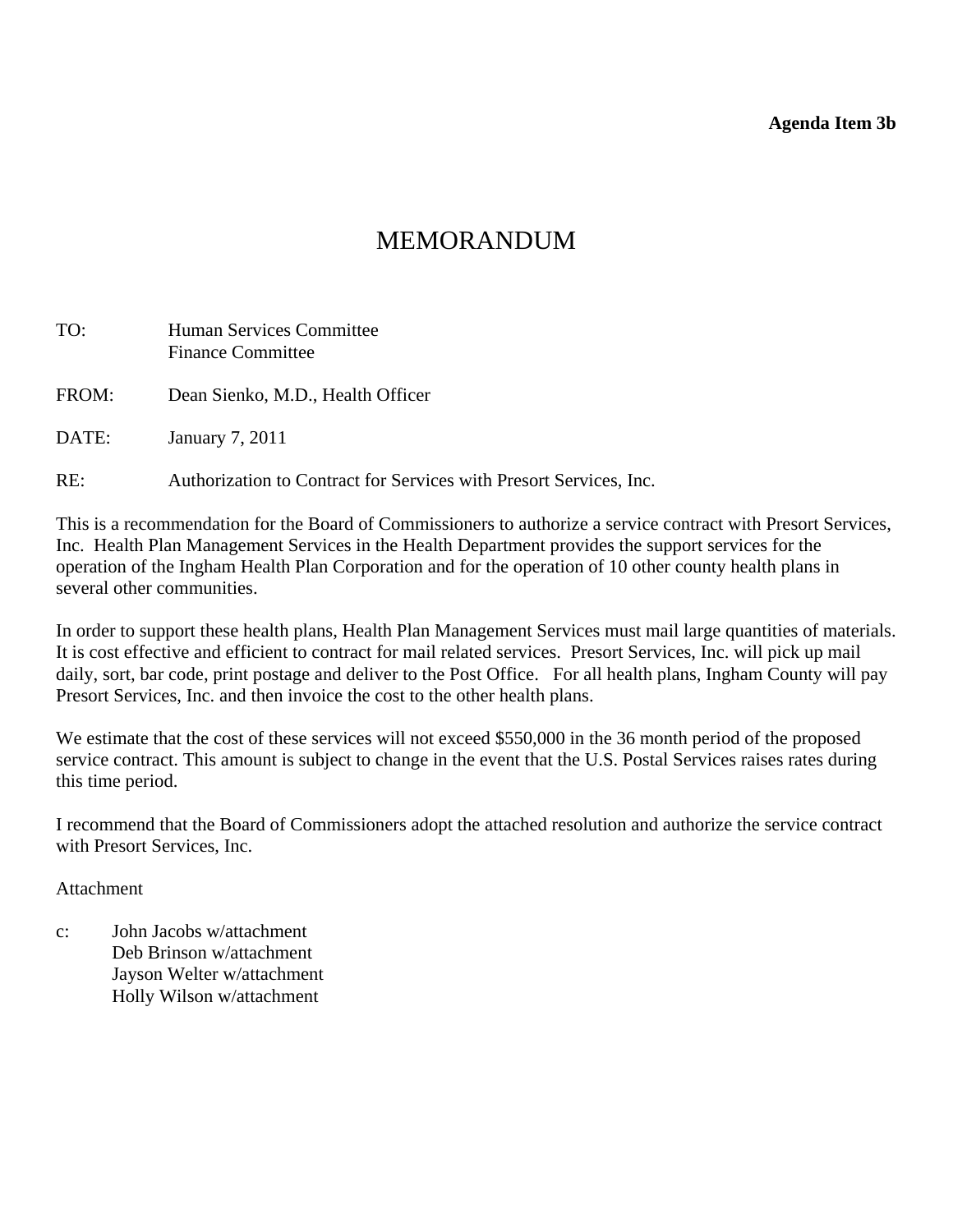**Agenda Item 3b**

# MEMORANDUM

TO: Human Services Committee
Finance Committee

FROM: Dean Sienko, M.D., Health Officer

DATE: January 7, 2011

RE: Authorization to Contract for Services with Presort Services, Inc.

This is a recommendation for the Board of Commissioners to authorize a service contract with Presort Services, Inc. Health Plan Management Services in the Health Department provides the support services for the operation of the Ingham Health Plan Corporation and for the operation of 10 other county health plans in several other communities.

In order to support these health plans, Health Plan Management Services must mail large quantities of materials. It is cost effective and efficient to contract for mail related services. Presort Services, Inc. will pick up mail daily, sort, bar code, print postage and deliver to the Post Office. For all health plans, Ingham County will pay Presort Services, Inc. and then invoice the cost to the other health plans.

We estimate that the cost of these services will not exceed $550,000 in the 36 month period of the proposed service contract. This amount is subject to change in the event that the U.S. Postal Services raises rates during this time period.

I recommend that the Board of Commissioners adopt the attached resolution and authorize the service contract with Presort Services, Inc.

Attachment

c: John Jacobs w/attachment
Deb Brinson w/attachment
Jayson Welter w/attachment
Holly Wilson w/attachment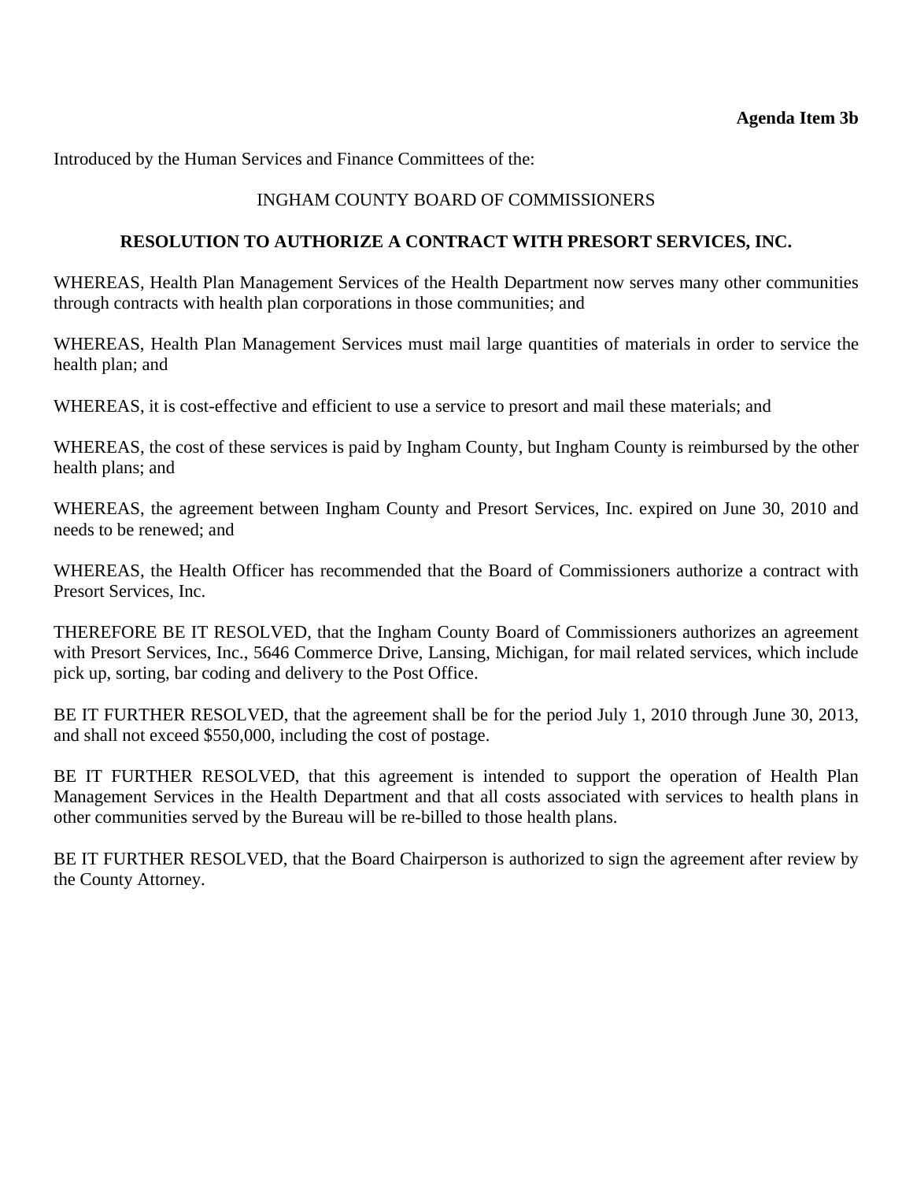**Agenda Item 3b**

Introduced by the Human Services and Finance Committees of the:

INGHAM COUNTY BOARD OF COMMISSIONERS

**RESOLUTION TO AUTHORIZE A CONTRACT WITH PRESORT SERVICES, INC.**

WHEREAS, Health Plan Management Services of the Health Department now serves many other communities through contracts with health plan corporations in those communities; and

WHEREAS, Health Plan Management Services must mail large quantities of materials in order to service the health plan; and

WHEREAS, it is cost-effective and efficient to use a service to presort and mail these materials; and

WHEREAS, the cost of these services is paid by Ingham County, but Ingham County is reimbursed by the other health plans; and

WHEREAS, the agreement between Ingham County and Presort Services, Inc. expired on June 30, 2010 and needs to be renewed; and

WHEREAS, the Health Officer has recommended that the Board of Commissioners authorize a contract with Presort Services, Inc.

THEREFORE BE IT RESOLVED, that the Ingham County Board of Commissioners authorizes an agreement with Presort Services, Inc., 5646 Commerce Drive, Lansing, Michigan, for mail related services, which include pick up, sorting, bar coding and delivery to the Post Office.

BE IT FURTHER RESOLVED, that the agreement shall be for the period July 1, 2010 through June 30, 2013, and shall not exceed $550,000, including the cost of postage.

BE IT FURTHER RESOLVED, that this agreement is intended to support the operation of Health Plan Management Services in the Health Department and that all costs associated with services to health plans in other communities served by the Bureau will be re-billed to those health plans.

BE IT FURTHER RESOLVED, that the Board Chairperson is authorized to sign the agreement after review by the County Attorney.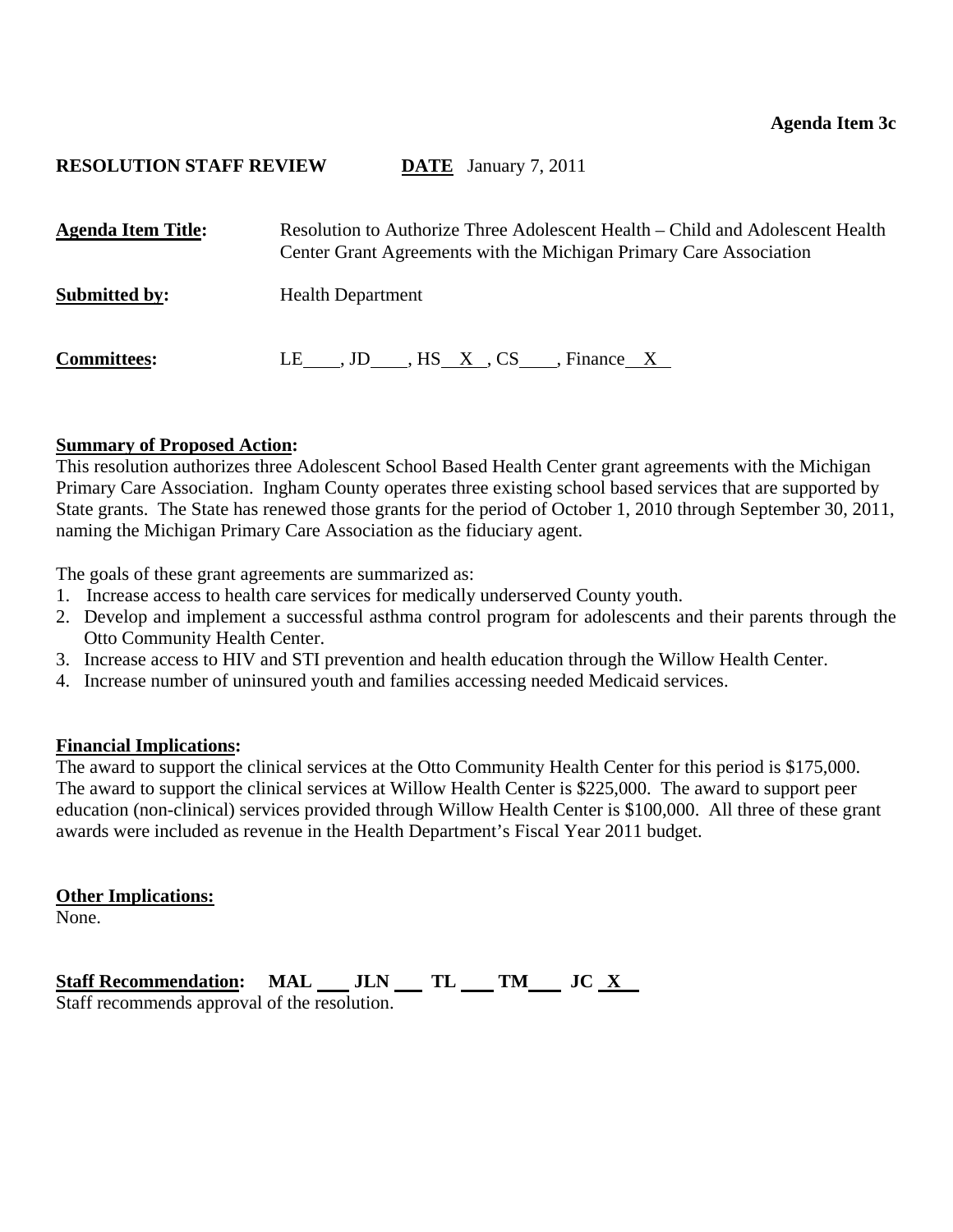**Agenda Item 3c**

**RESOLUTION STAFF REVIEW** **DATE** January 7, 2011

**Agenda Item Title:** Resolution to Authorize Three Adolescent Health – Child and Adolescent Health Center Grant Agreements with the Michigan Primary Care Association

**Submitted by:** Health Department

**Committees:** LE\_\_\_\_, JD\_\_\_\_, HS\_\_X\_\_, CS\_\_\_\_, Finance\_\_X\_\_

**Summary of Proposed Action:**
This resolution authorizes three Adolescent School Based Health Center grant agreements with the Michigan Primary Care Association. Ingham County operates three existing school based services that are supported by State grants. The State has renewed those grants for the period of October 1, 2010 through September 30, 2011, naming the Michigan Primary Care Association as the fiduciary agent.

The goals of these grant agreements are summarized as:

1. Increase access to health care services for medically underserved County youth.
2. Develop and implement a successful asthma control program for adolescents and their parents through the Otto Community Health Center.
3. Increase access to HIV and STI prevention and health education through the Willow Health Center.
4. Increase number of uninsured youth and families accessing needed Medicaid services.

**Financial Implications:**
The award to support the clinical services at the Otto Community Health Center for this period is $175,000. The award to support the clinical services at Willow Health Center is $225,000. The award to support peer education (non-clinical) services provided through Willow Health Center is $100,000. All three of these grant awards were included as revenue in the Health Department's Fiscal Year 2011 budget.

**Other Implications:**
None.

**Staff Recommendation:** MAL \_\_\_ JLN \_\_\_ TL \_\_\_ TM\_\_\_ JC \_X\_\_
Staff recommends approval of the resolution.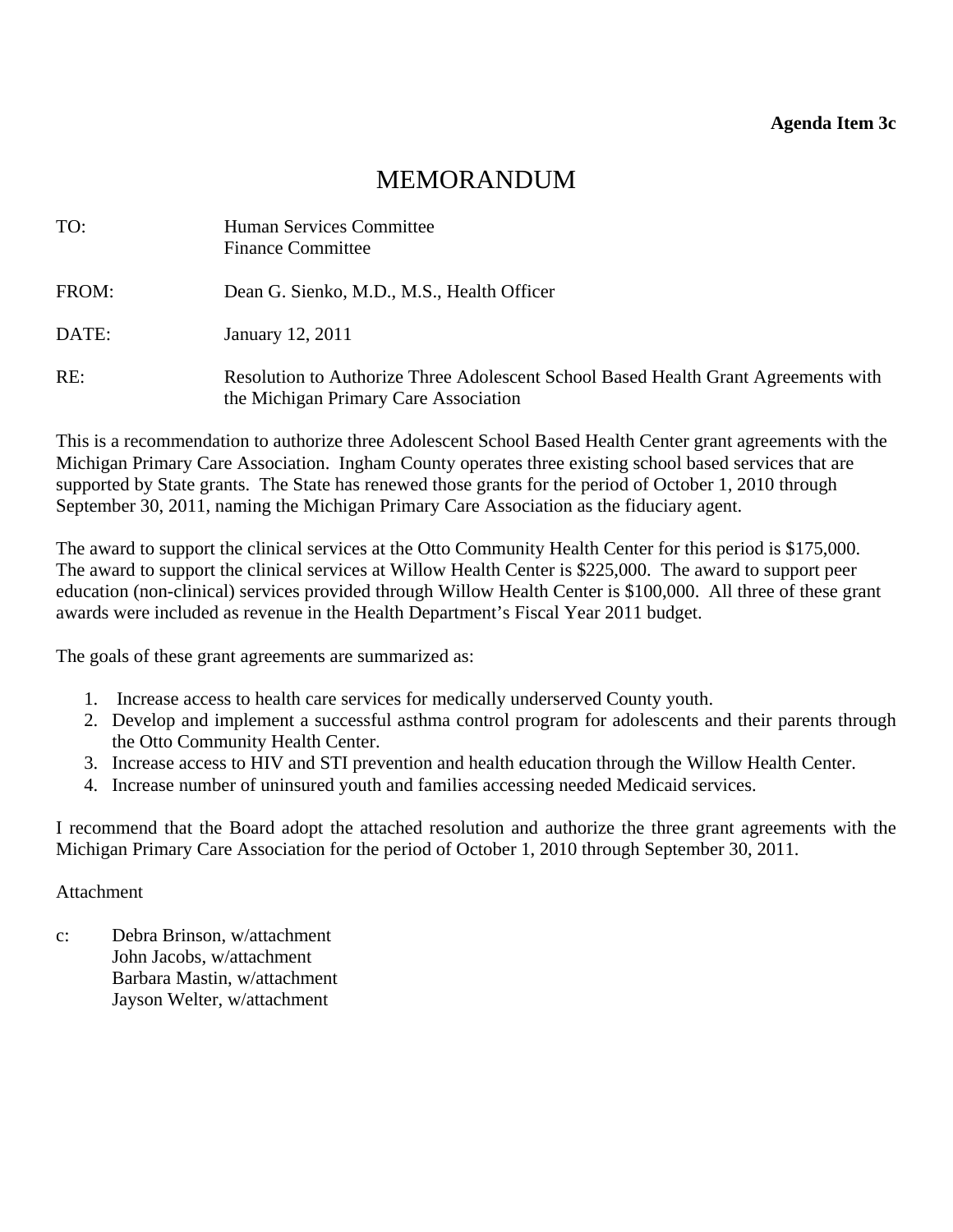**Agenda Item 3c**

# MEMORANDUM

TO: Human Services Committee
Finance Committee

FROM: Dean G. Sienko, M.D., M.S., Health Officer

DATE: January 12, 2011

RE: Resolution to Authorize Three Adolescent School Based Health Grant Agreements with the Michigan Primary Care Association

This is a recommendation to authorize three Adolescent School Based Health Center grant agreements with the Michigan Primary Care Association. Ingham County operates three existing school based services that are supported by State grants. The State has renewed those grants for the period of October 1, 2010 through September 30, 2011, naming the Michigan Primary Care Association as the fiduciary agent.

The award to support the clinical services at the Otto Community Health Center for this period is $175,000. The award to support the clinical services at Willow Health Center is $225,000. The award to support peer education (non-clinical) services provided through Willow Health Center is $100,000. All three of these grant awards were included as revenue in the Health Department's Fiscal Year 2011 budget.

The goals of these grant agreements are summarized as:

1. Increase access to health care services for medically underserved County youth.
2. Develop and implement a successful asthma control program for adolescents and their parents through the Otto Community Health Center.
3. Increase access to HIV and STI prevention and health education through the Willow Health Center.
4. Increase number of uninsured youth and families accessing needed Medicaid services.

I recommend that the Board adopt the attached resolution and authorize the three grant agreements with the Michigan Primary Care Association for the period of October 1, 2010 through September 30, 2011.

Attachment

c: Debra Brinson, w/attachment
John Jacobs, w/attachment
Barbara Mastin, w/attachment
Jayson Welter, w/attachment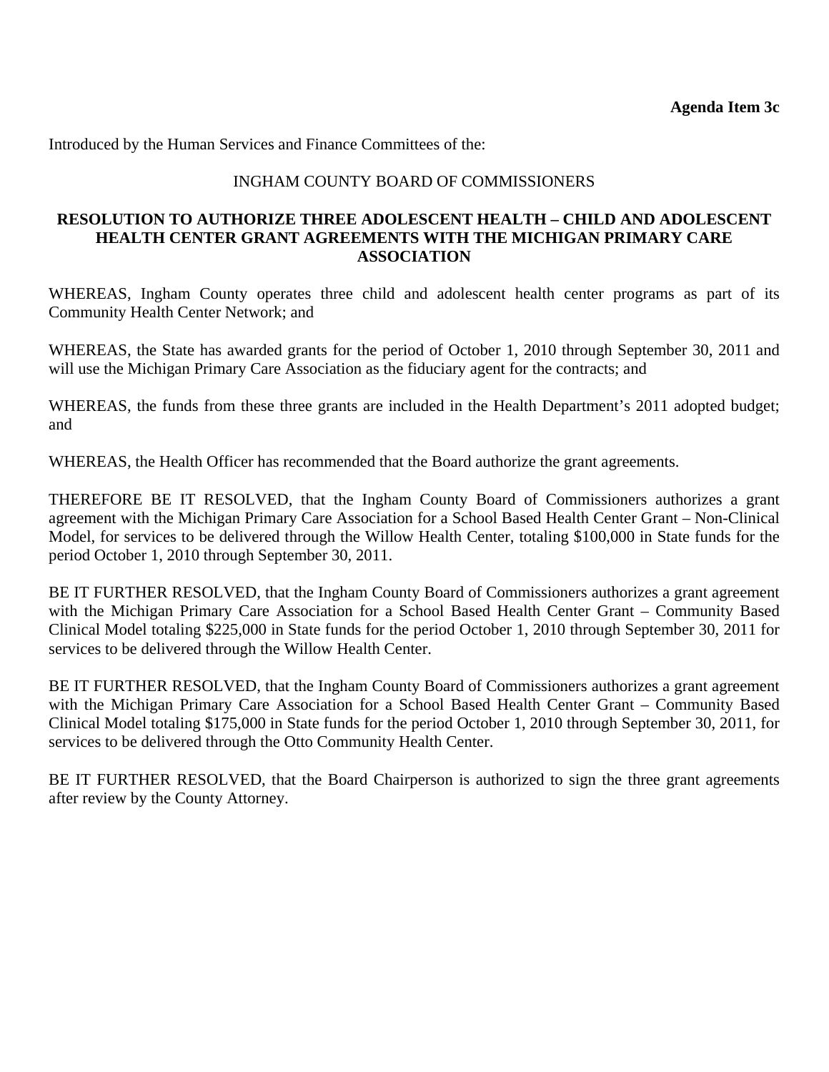**Agenda Item 3c**

Introduced by the Human Services and Finance Committees of the:

INGHAM COUNTY BOARD OF COMMISSIONERS

**RESOLUTION TO AUTHORIZE THREE ADOLESCENT HEALTH – CHILD AND ADOLESCENT HEALTH CENTER GRANT AGREEMENTS WITH THE MICHIGAN PRIMARY CARE ASSOCIATION**

WHEREAS, Ingham County operates three child and adolescent health center programs as part of its Community Health Center Network; and

WHEREAS, the State has awarded grants for the period of October 1, 2010 through September 30, 2011 and will use the Michigan Primary Care Association as the fiduciary agent for the contracts; and

WHEREAS, the funds from these three grants are included in the Health Department's 2011 adopted budget; and

WHEREAS, the Health Officer has recommended that the Board authorize the grant agreements.

THEREFORE BE IT RESOLVED, that the Ingham County Board of Commissioners authorizes a grant agreement with the Michigan Primary Care Association for a School Based Health Center Grant – Non-Clinical Model, for services to be delivered through the Willow Health Center, totaling $100,000 in State funds for the period October 1, 2010 through September 30, 2011.

BE IT FURTHER RESOLVED, that the Ingham County Board of Commissioners authorizes a grant agreement with the Michigan Primary Care Association for a School Based Health Center Grant – Community Based Clinical Model totaling $225,000 in State funds for the period October 1, 2010 through September 30, 2011 for services to be delivered through the Willow Health Center.

BE IT FURTHER RESOLVED, that the Ingham County Board of Commissioners authorizes a grant agreement with the Michigan Primary Care Association for a School Based Health Center Grant – Community Based Clinical Model totaling $175,000 in State funds for the period October 1, 2010 through September 30, 2011, for services to be delivered through the Otto Community Health Center.

BE IT FURTHER RESOLVED, that the Board Chairperson is authorized to sign the three grant agreements after review by the County Attorney.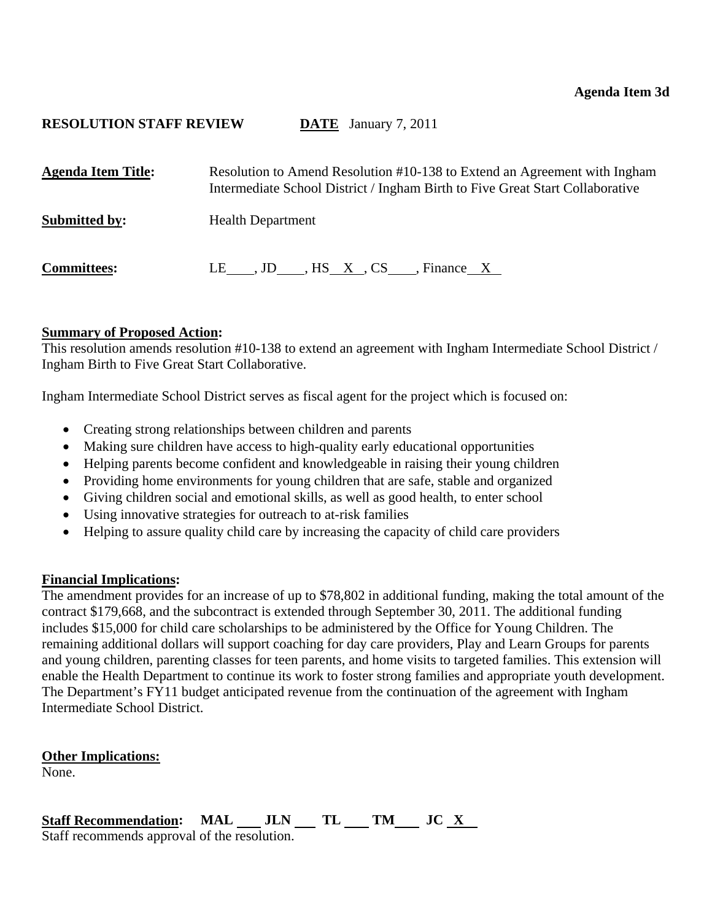**Agenda Item 3d**

**RESOLUTION STAFF REVIEW** **DATE** January 7, 2011

**Agenda Item Title:** Resolution to Amend Resolution #10-138 to Extend an Agreement with Ingham Intermediate School District / Ingham Birth to Five Great Start Collaborative

**Submitted by:** Health Department

**Committees:** LE\_\_\_\_, JD\_\_\_\_, HS\_\_X\_\_, CS\_\_\_\_, Finance\_\_X\_\_

**Summary of Proposed Action:**
This resolution amends resolution #10-138 to extend an agreement with Ingham Intermediate School District / Ingham Birth to Five Great Start Collaborative.

Ingham Intermediate School District serves as fiscal agent for the project which is focused on:

- Creating strong relationships between children and parents
- Making sure children have access to high-quality early educational opportunities
- Helping parents become confident and knowledgeable in raising their young children
- Providing home environments for young children that are safe, stable and organized
- Giving children social and emotional skills, as well as good health, to enter school
- Using innovative strategies for outreach to at-risk families
- Helping to assure quality child care by increasing the capacity of child care providers

**Financial Implications:**
The amendment provides for an increase of up to $78,802 in additional funding, making the total amount of the contract $179,668, and the subcontract is extended through September 30, 2011. The additional funding includes $15,000 for child care scholarships to be administered by the Office for Young Children. The remaining additional dollars will support coaching for day care providers, Play and Learn Groups for parents and young children, parenting classes for teen parents, and home visits to targeted families. This extension will enable the Health Department to continue its work to foster strong families and appropriate youth development. The Department's FY11 budget anticipated revenue from the continuation of the agreement with Ingham Intermediate School District.

**Other Implications:**
None.

**Staff Recommendation:** **MAL** \_\_\_ **JLN** \_\_\_ **TL** \_\_\_ **TM** \_\_\_ **JC** \_\_X\_\_
Staff recommends approval of the resolution.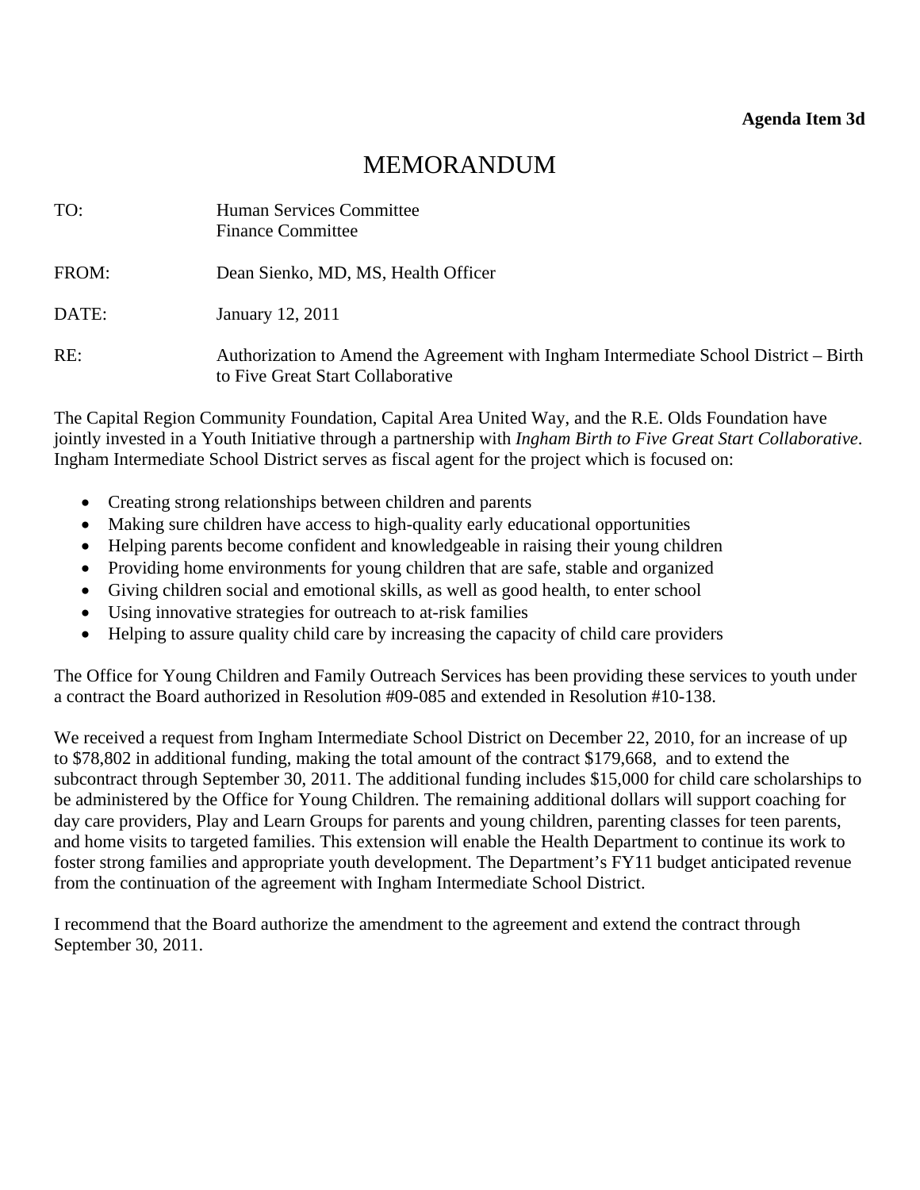**Agenda Item 3d**

# MEMORANDUM

TO: Human Services Committee
Finance Committee

FROM: Dean Sienko, MD, MS, Health Officer

DATE: January 12, 2011

RE: Authorization to Amend the Agreement with Ingham Intermediate School District – Birth to Five Great Start Collaborative

The Capital Region Community Foundation, Capital Area United Way, and the R.E. Olds Foundation have jointly invested in a Youth Initiative through a partnership with *Ingham Birth to Five Great Start Collaborative*. Ingham Intermediate School District serves as fiscal agent for the project which is focused on:

- Creating strong relationships between children and parents
- Making sure children have access to high-quality early educational opportunities
- Helping parents become confident and knowledgeable in raising their young children
- Providing home environments for young children that are safe, stable and organized
- Giving children social and emotional skills, as well as good health, to enter school
- Using innovative strategies for outreach to at-risk families
- Helping to assure quality child care by increasing the capacity of child care providers

The Office for Young Children and Family Outreach Services has been providing these services to youth under a contract the Board authorized in Resolution #09-085 and extended in Resolution #10-138.

We received a request from Ingham Intermediate School District on December 22, 2010, for an increase of up to $78,802 in additional funding, making the total amount of the contract $179,668, and to extend the subcontract through September 30, 2011. The additional funding includes $15,000 for child care scholarships to be administered by the Office for Young Children. The remaining additional dollars will support coaching for day care providers, Play and Learn Groups for parents and young children, parenting classes for teen parents, and home visits to targeted families. This extension will enable the Health Department to continue its work to foster strong families and appropriate youth development. The Department's FY11 budget anticipated revenue from the continuation of the agreement with Ingham Intermediate School District.

I recommend that the Board authorize the amendment to the agreement and extend the contract through September 30, 2011.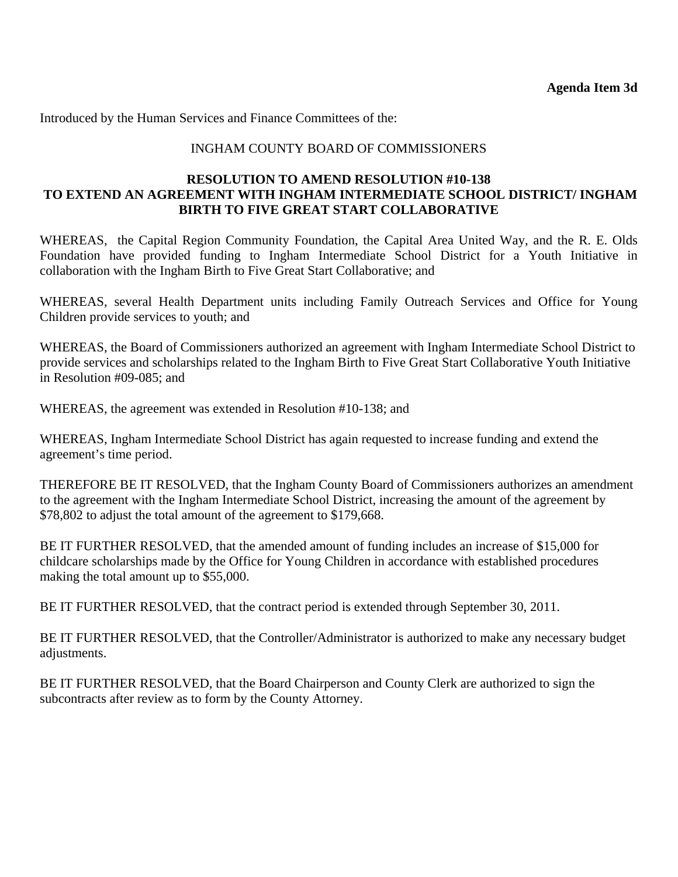**Agenda Item 3d**

Introduced by the Human Services and Finance Committees of the:

INGHAM COUNTY BOARD OF COMMISSIONERS

**RESOLUTION TO AMEND RESOLUTION #10-138**
**TO EXTEND AN AGREEMENT WITH INGHAM INTERMEDIATE SCHOOL DISTRICT/ INGHAM BIRTH TO FIVE GREAT START COLLABORATIVE**

WHEREAS, the Capital Region Community Foundation, the Capital Area United Way, and the R. E. Olds Foundation have provided funding to Ingham Intermediate School District for a Youth Initiative in collaboration with the Ingham Birth to Five Great Start Collaborative; and

WHEREAS, several Health Department units including Family Outreach Services and Office for Young Children provide services to youth; and

WHEREAS, the Board of Commissioners authorized an agreement with Ingham Intermediate School District to provide services and scholarships related to the Ingham Birth to Five Great Start Collaborative Youth Initiative in Resolution #09-085; and

WHEREAS, the agreement was extended in Resolution #10-138; and

WHEREAS, Ingham Intermediate School District has again requested to increase funding and extend the agreement's time period.

THEREFORE BE IT RESOLVED, that the Ingham County Board of Commissioners authorizes an amendment to the agreement with the Ingham Intermediate School District, increasing the amount of the agreement by $78,802 to adjust the total amount of the agreement to $179,668.

BE IT FURTHER RESOLVED, that the amended amount of funding includes an increase of $15,000 for childcare scholarships made by the Office for Young Children in accordance with established procedures making the total amount up to $55,000.

BE IT FURTHER RESOLVED, that the contract period is extended through September 30, 2011.

BE IT FURTHER RESOLVED, that the Controller/Administrator is authorized to make any necessary budget adjustments.

BE IT FURTHER RESOLVED, that the Board Chairperson and County Clerk are authorized to sign the subcontracts after review as to form by the County Attorney.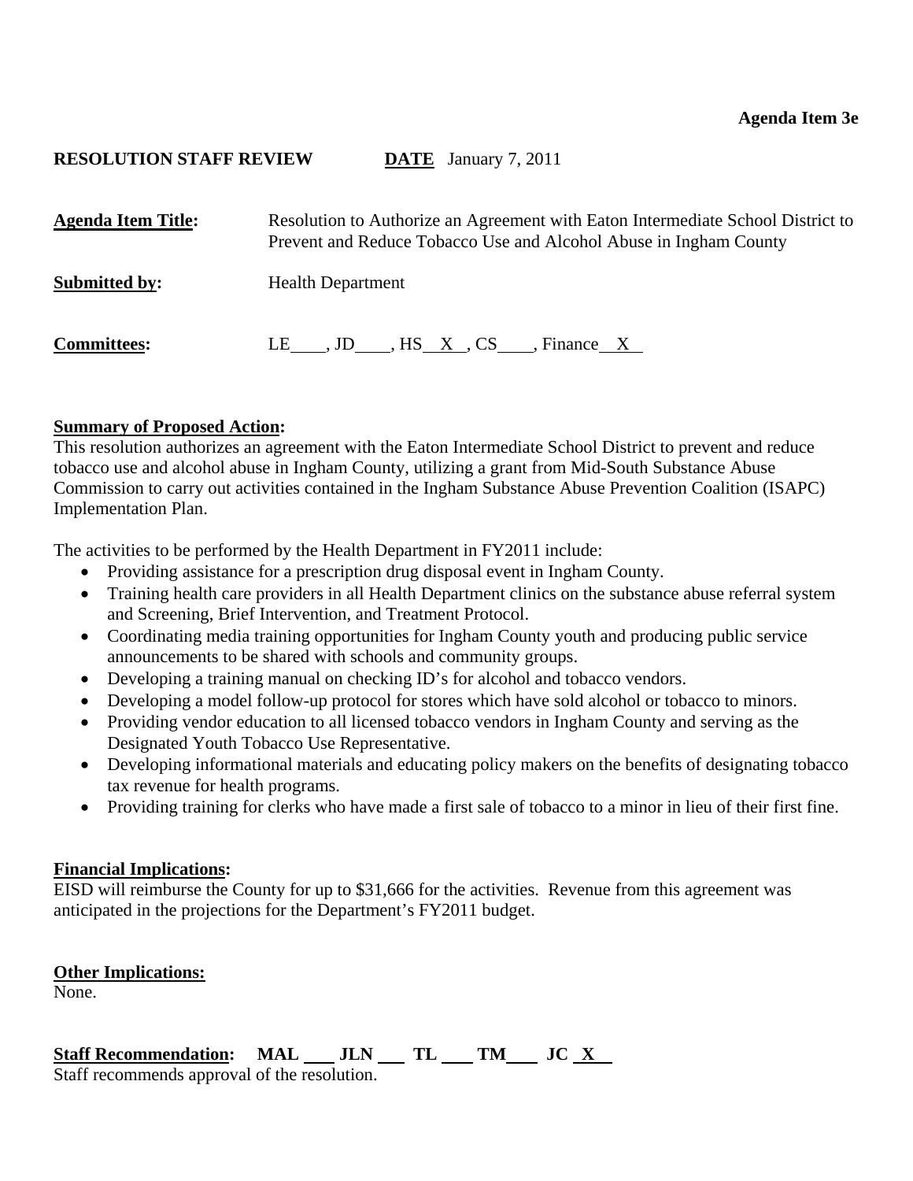**Agenda Item 3e**

**RESOLUTION STAFF REVIEW** **DATE** January 7, 2011

**Agenda Item Title:** Resolution to Authorize an Agreement with Eaton Intermediate School District to Prevent and Reduce Tobacco Use and Alcohol Abuse in Ingham County

**Submitted by:** Health Department

**Committees:** LE \_\_\_\_, JD \_\_\_\_, HS \_\_X\_\_, CS \_\_\_\_, Finance \_\_X\_\_

**Summary of Proposed Action:**
This resolution authorizes an agreement with the Eaton Intermediate School District to prevent and reduce tobacco use and alcohol abuse in Ingham County, utilizing a grant from Mid-South Substance Abuse Commission to carry out activities contained in the Ingham Substance Abuse Prevention Coalition (ISAPC) Implementation Plan.

The activities to be performed by the Health Department in FY2011 include:

- Providing assistance for a prescription drug disposal event in Ingham County.
- Training health care providers in all Health Department clinics on the substance abuse referral system and Screening, Brief Intervention, and Treatment Protocol.
- Coordinating media training opportunities for Ingham County youth and producing public service announcements to be shared with schools and community groups.
- Developing a training manual on checking ID's for alcohol and tobacco vendors.
- Developing a model follow-up protocol for stores which have sold alcohol or tobacco to minors.
- Providing vendor education to all licensed tobacco vendors in Ingham County and serving as the Designated Youth Tobacco Use Representative.
- Developing informational materials and educating policy makers on the benefits of designating tobacco tax revenue for health programs.
- Providing training for clerks who have made a first sale of tobacco to a minor in lieu of their first fine.

**Financial Implications:**
EISD will reimburse the County for up to $31,666 for the activities. Revenue from this agreement was anticipated in the projections for the Department's FY2011 budget.

**Other Implications:**
None.

**Staff Recommendation:** MAL \_\_\_ JLN \_\_\_ TL \_\_\_ TM \_\_\_ JC \_X\_
Staff recommends approval of the resolution.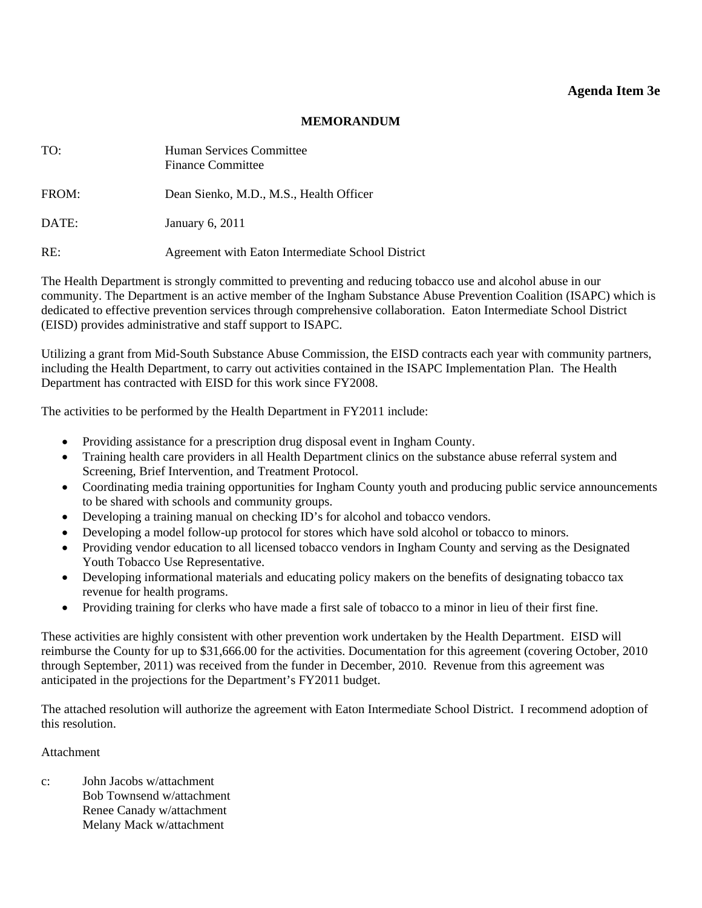**Agenda Item 3e**

**MEMORANDUM**

TO: Human Services Committee
Finance Committee

FROM: Dean Sienko, M.D., M.S., Health Officer

DATE: January 6, 2011

RE: Agreement with Eaton Intermediate School District

The Health Department is strongly committed to preventing and reducing tobacco use and alcohol abuse in our community. The Department is an active member of the Ingham Substance Abuse Prevention Coalition (ISAPC) which is dedicated to effective prevention services through comprehensive collaboration. Eaton Intermediate School District (EISD) provides administrative and staff support to ISAPC.

Utilizing a grant from Mid-South Substance Abuse Commission, the EISD contracts each year with community partners, including the Health Department, to carry out activities contained in the ISAPC Implementation Plan. The Health Department has contracted with EISD for this work since FY2008.

The activities to be performed by the Health Department in FY2011 include:

- Providing assistance for a prescription drug disposal event in Ingham County.
- Training health care providers in all Health Department clinics on the substance abuse referral system and Screening, Brief Intervention, and Treatment Protocol.
- Coordinating media training opportunities for Ingham County youth and producing public service announcements to be shared with schools and community groups.
- Developing a training manual on checking ID's for alcohol and tobacco vendors.
- Developing a model follow-up protocol for stores which have sold alcohol or tobacco to minors.
- Providing vendor education to all licensed tobacco vendors in Ingham County and serving as the Designated Youth Tobacco Use Representative.
- Developing informational materials and educating policy makers on the benefits of designating tobacco tax revenue for health programs.
- Providing training for clerks who have made a first sale of tobacco to a minor in lieu of their first fine.

These activities are highly consistent with other prevention work undertaken by the Health Department. EISD will reimburse the County for up to $31,666.00 for the activities. Documentation for this agreement (covering October, 2010 through September, 2011) was received from the funder in December, 2010. Revenue from this agreement was anticipated in the projections for the Department's FY2011 budget.

The attached resolution will authorize the agreement with Eaton Intermediate School District. I recommend adoption of this resolution.

Attachment

c: John Jacobs w/attachment
Bob Townsend w/attachment
Renee Canady w/attachment
Melany Mack w/attachment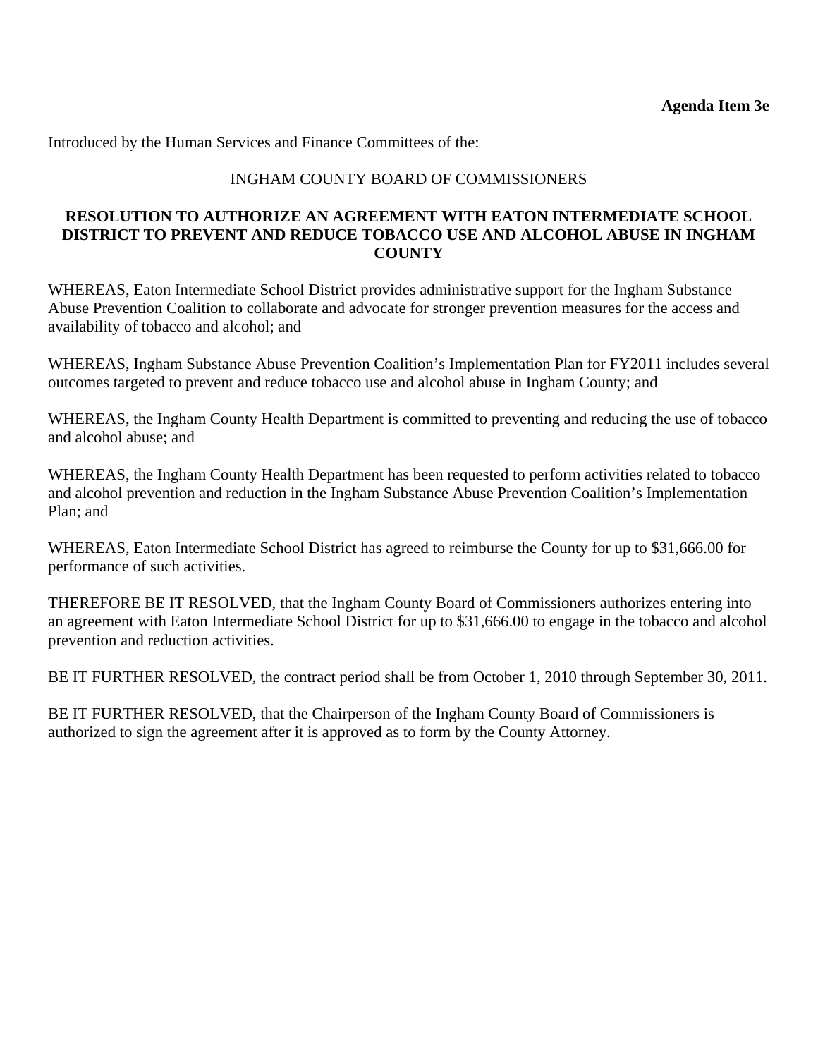**Agenda Item 3e**

Introduced by the Human Services and Finance Committees of the:

INGHAM COUNTY BOARD OF COMMISSIONERS

**RESOLUTION TO AUTHORIZE AN AGREEMENT WITH EATON INTERMEDIATE SCHOOL DISTRICT TO PREVENT AND REDUCE TOBACCO USE AND ALCOHOL ABUSE IN INGHAM COUNTY**

WHEREAS, Eaton Intermediate School District provides administrative support for the Ingham Substance Abuse Prevention Coalition to collaborate and advocate for stronger prevention measures for the access and availability of tobacco and alcohol; and

WHEREAS, Ingham Substance Abuse Prevention Coalition's Implementation Plan for FY2011 includes several outcomes targeted to prevent and reduce tobacco use and alcohol abuse in Ingham County; and

WHEREAS, the Ingham County Health Department is committed to preventing and reducing the use of tobacco and alcohol abuse; and

WHEREAS, the Ingham County Health Department has been requested to perform activities related to tobacco and alcohol prevention and reduction in the Ingham Substance Abuse Prevention Coalition's Implementation Plan; and

WHEREAS, Eaton Intermediate School District has agreed to reimburse the County for up to $31,666.00 for performance of such activities.

THEREFORE BE IT RESOLVED, that the Ingham County Board of Commissioners authorizes entering into an agreement with Eaton Intermediate School District for up to $31,666.00 to engage in the tobacco and alcohol prevention and reduction activities.

BE IT FURTHER RESOLVED, the contract period shall be from October 1, 2010 through September 30, 2011.

BE IT FURTHER RESOLVED, that the Chairperson of the Ingham County Board of Commissioners is authorized to sign the agreement after it is approved as to form by the County Attorney.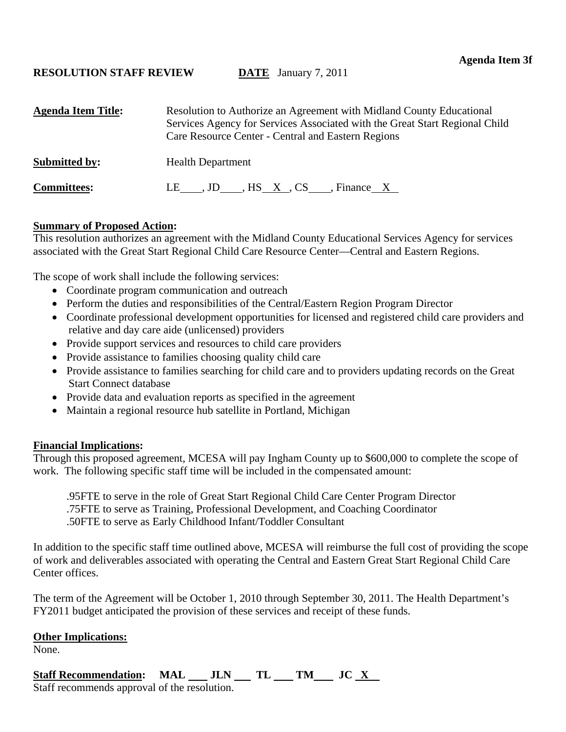**Agenda Item 3f**

**RESOLUTION STAFF REVIEW** **DATE** January 7, 2011

**Agenda Item Title:** Resolution to Authorize an Agreement with Midland County Educational Services Agency for Services Associated with the Great Start Regional Child Care Resource Center - Central and Eastern Regions

**Submitted by:** Health Department

**Committees:** LE\_\_\_\_, JD\_\_\_\_, HS X , CS\_\_\_\_, Finance X

**Summary of Proposed Action:**
This resolution authorizes an agreement with the Midland County Educational Services Agency for services associated with the Great Start Regional Child Care Resource Center—Central and Eastern Regions.

The scope of work shall include the following services:

- Coordinate program communication and outreach
- Perform the duties and responsibilities of the Central/Eastern Region Program Director
- Coordinate professional development opportunities for licensed and registered child care providers and relative and day care aide (unlicensed) providers
- Provide support services and resources to child care providers
- Provide assistance to families choosing quality child care
- Provide assistance to families searching for child care and to providers updating records on the Great Start Connect database
- Provide data and evaluation reports as specified in the agreement
- Maintain a regional resource hub satellite in Portland, Michigan

**Financial Implications:**
Through this proposed agreement, MCESA will pay Ingham County up to $600,000 to complete the scope of work. The following specific staff time will be included in the compensated amount:

.95FTE to serve in the role of Great Start Regional Child Care Center Program Director
.75FTE to serve as Training, Professional Development, and Coaching Coordinator
.50FTE to serve as Early Childhood Infant/Toddler Consultant

In addition to the specific staff time outlined above, MCESA will reimburse the full cost of providing the scope of work and deliverables associated with operating the Central and Eastern Great Start Regional Child Care Center offices.

The term of the Agreement will be October 1, 2010 through September 30, 2011. The Health Department's FY2011 budget anticipated the provision of these services and receipt of these funds.

**Other Implications:**
None.

**Staff Recommendation:** MAL \_\_\_ JLN \_\_\_ TL \_\_\_ TM \_\_\_ JC X
Staff recommends approval of the resolution.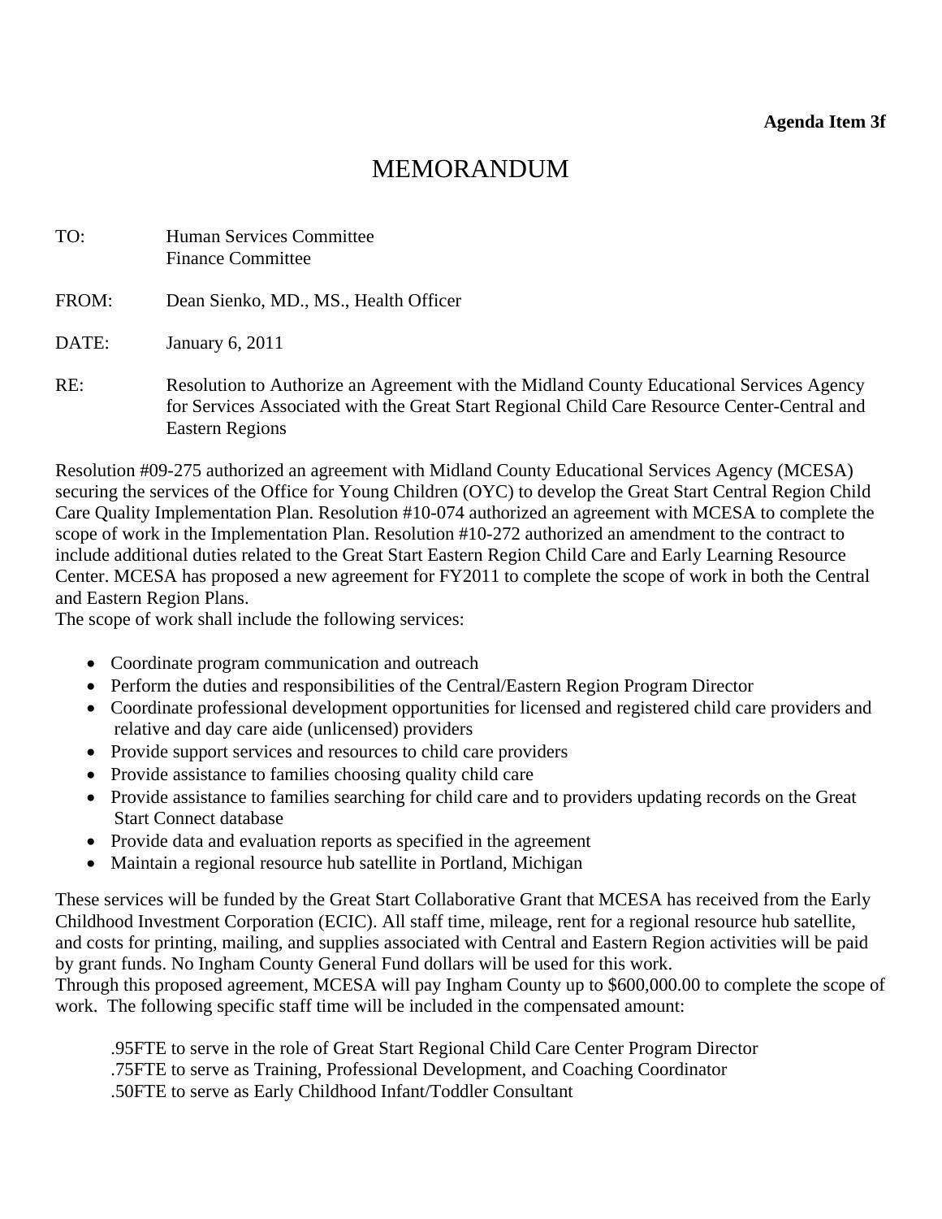**Agenda Item 3f**

# MEMORANDUM

TO: Human Services Committee
Finance Committee

FROM: Dean Sienko, MD., MS., Health Officer

DATE: January 6, 2011

RE: Resolution to Authorize an Agreement with the Midland County Educational Services Agency for Services Associated with the Great Start Regional Child Care Resource Center-Central and Eastern Regions

Resolution #09-275 authorized an agreement with Midland County Educational Services Agency (MCESA) securing the services of the Office for Young Children (OYC) to develop the Great Start Central Region Child Care Quality Implementation Plan. Resolution #10-074 authorized an agreement with MCESA to complete the scope of work in the Implementation Plan. Resolution #10-272 authorized an amendment to the contract to include additional duties related to the Great Start Eastern Region Child Care and Early Learning Resource Center. MCESA has proposed a new agreement for FY2011 to complete the scope of work in both the Central and Eastern Region Plans.
The scope of work shall include the following services:

- Coordinate program communication and outreach
- Perform the duties and responsibilities of the Central/Eastern Region Program Director
- Coordinate professional development opportunities for licensed and registered child care providers and relative and day care aide (unlicensed) providers
- Provide support services and resources to child care providers
- Provide assistance to families choosing quality child care
- Provide assistance to families searching for child care and to providers updating records on the Great Start Connect database
- Provide data and evaluation reports as specified in the agreement
- Maintain a regional resource hub satellite in Portland, Michigan

These services will be funded by the Great Start Collaborative Grant that MCESA has received from the Early Childhood Investment Corporation (ECIC). All staff time, mileage, rent for a regional resource hub satellite, and costs for printing, mailing, and supplies associated with Central and Eastern Region activities will be paid by grant funds. No Ingham County General Fund dollars will be used for this work.
Through this proposed agreement, MCESA will pay Ingham County up to $600,000.00 to complete the scope of work. The following specific staff time will be included in the compensated amount:

.95FTE to serve in the role of Great Start Regional Child Care Center Program Director
.75FTE to serve as Training, Professional Development, and Coaching Coordinator
.50FTE to serve as Early Childhood Infant/Toddler Consultant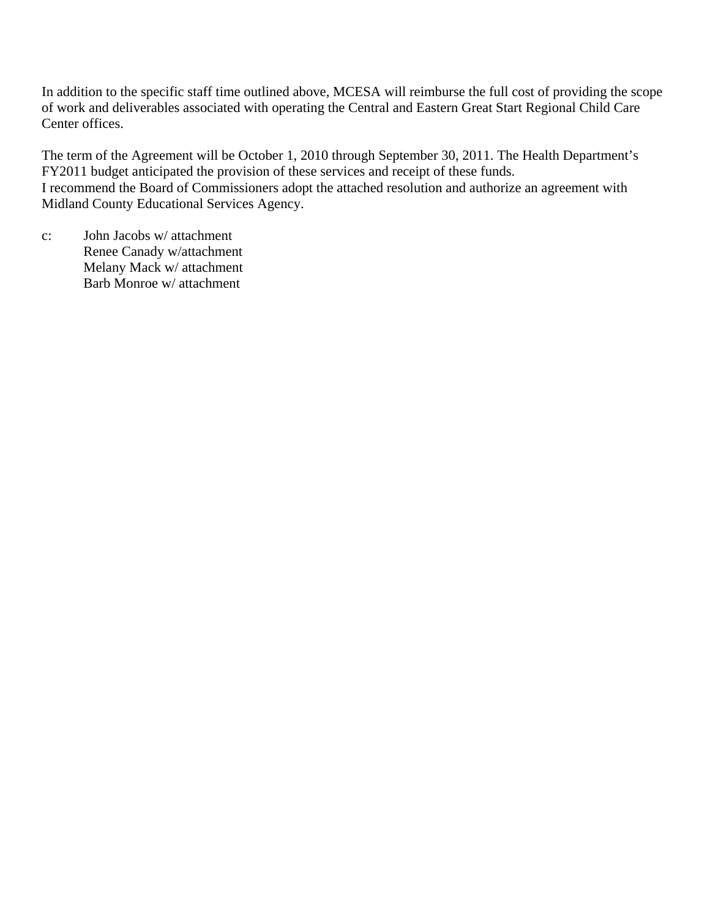In addition to the specific staff time outlined above, MCESA will reimburse the full cost of providing the scope of work and deliverables associated with operating the Central and Eastern Great Start Regional Child Care Center offices.

The term of the Agreement will be October 1, 2010 through September 30, 2011. The Health Department's FY2011 budget anticipated the provision of these services and receipt of these funds.
I recommend the Board of Commissioners adopt the attached resolution and authorize an agreement with Midland County Educational Services Agency.

c: John Jacobs w/ attachment
Renee Canady w/attachment
Melany Mack w/ attachment
Barb Monroe w/ attachment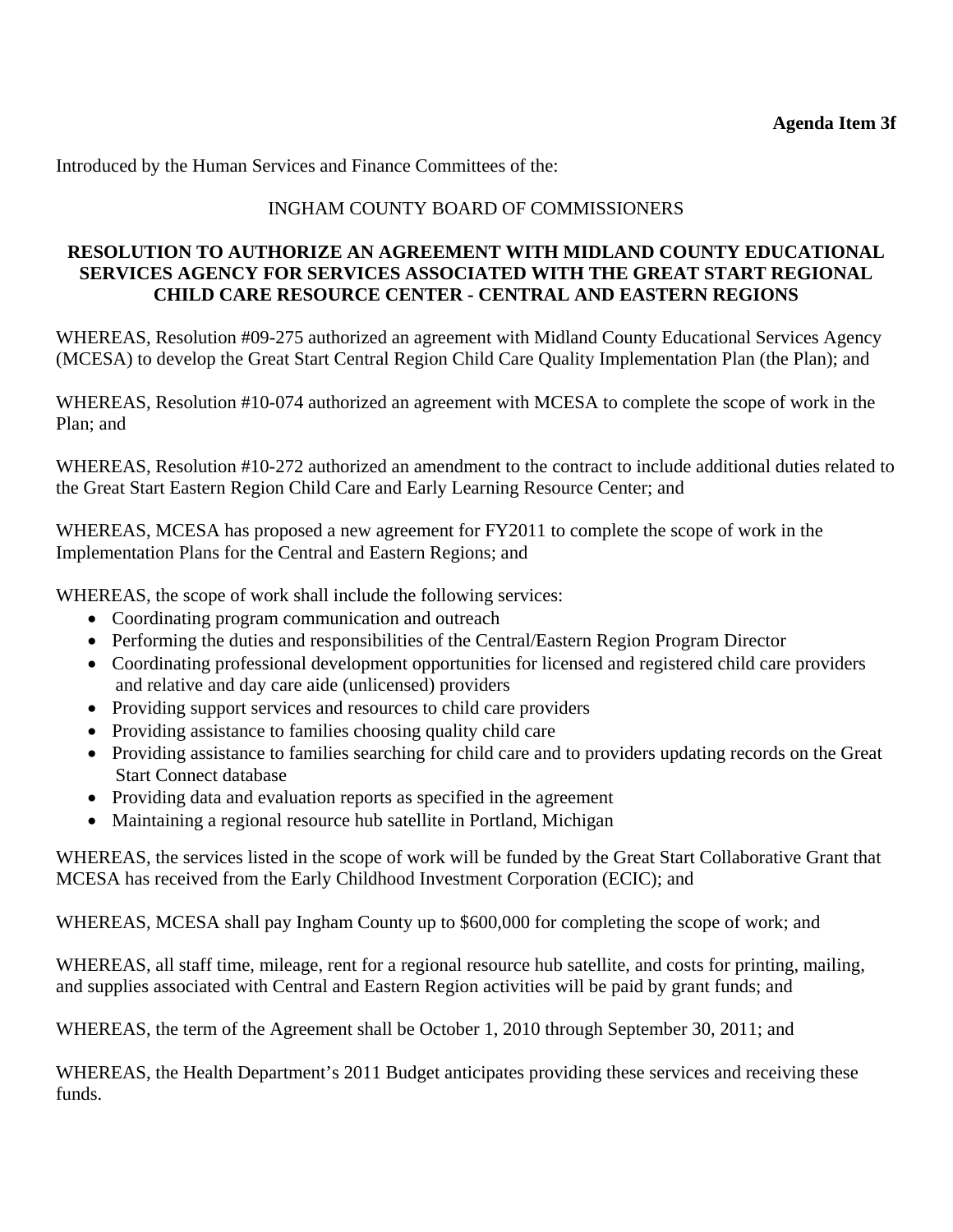**Agenda Item 3f**

Introduced by the Human Services and Finance Committees of the:

INGHAM COUNTY BOARD OF COMMISSIONERS

**RESOLUTION TO AUTHORIZE AN AGREEMENT WITH MIDLAND COUNTY EDUCATIONAL SERVICES AGENCY FOR SERVICES ASSOCIATED WITH THE GREAT START REGIONAL CHILD CARE RESOURCE CENTER - CENTRAL AND EASTERN REGIONS**

WHEREAS, Resolution #09-275 authorized an agreement with Midland County Educational Services Agency (MCESA) to develop the Great Start Central Region Child Care Quality Implementation Plan (the Plan); and

WHEREAS, Resolution #10-074 authorized an agreement with MCESA to complete the scope of work in the Plan; and

WHEREAS, Resolution #10-272 authorized an amendment to the contract to include additional duties related to the Great Start Eastern Region Child Care and Early Learning Resource Center; and

WHEREAS, MCESA has proposed a new agreement for FY2011 to complete the scope of work in the Implementation Plans for the Central and Eastern Regions; and

WHEREAS, the scope of work shall include the following services:

- Coordinating program communication and outreach
- Performing the duties and responsibilities of the Central/Eastern Region Program Director
- Coordinating professional development opportunities for licensed and registered child care providers and relative and day care aide (unlicensed) providers
- Providing support services and resources to child care providers
- Providing assistance to families choosing quality child care
- Providing assistance to families searching for child care and to providers updating records on the Great Start Connect database
- Providing data and evaluation reports as specified in the agreement
- Maintaining a regional resource hub satellite in Portland, Michigan

WHEREAS, the services listed in the scope of work will be funded by the Great Start Collaborative Grant that MCESA has received from the Early Childhood Investment Corporation (ECIC); and

WHEREAS, MCESA shall pay Ingham County up to $600,000 for completing the scope of work; and

WHEREAS, all staff time, mileage, rent for a regional resource hub satellite, and costs for printing, mailing, and supplies associated with Central and Eastern Region activities will be paid by grant funds; and

WHEREAS, the term of the Agreement shall be October 1, 2010 through September 30, 2011; and

WHEREAS, the Health Department's 2011 Budget anticipates providing these services and receiving these funds.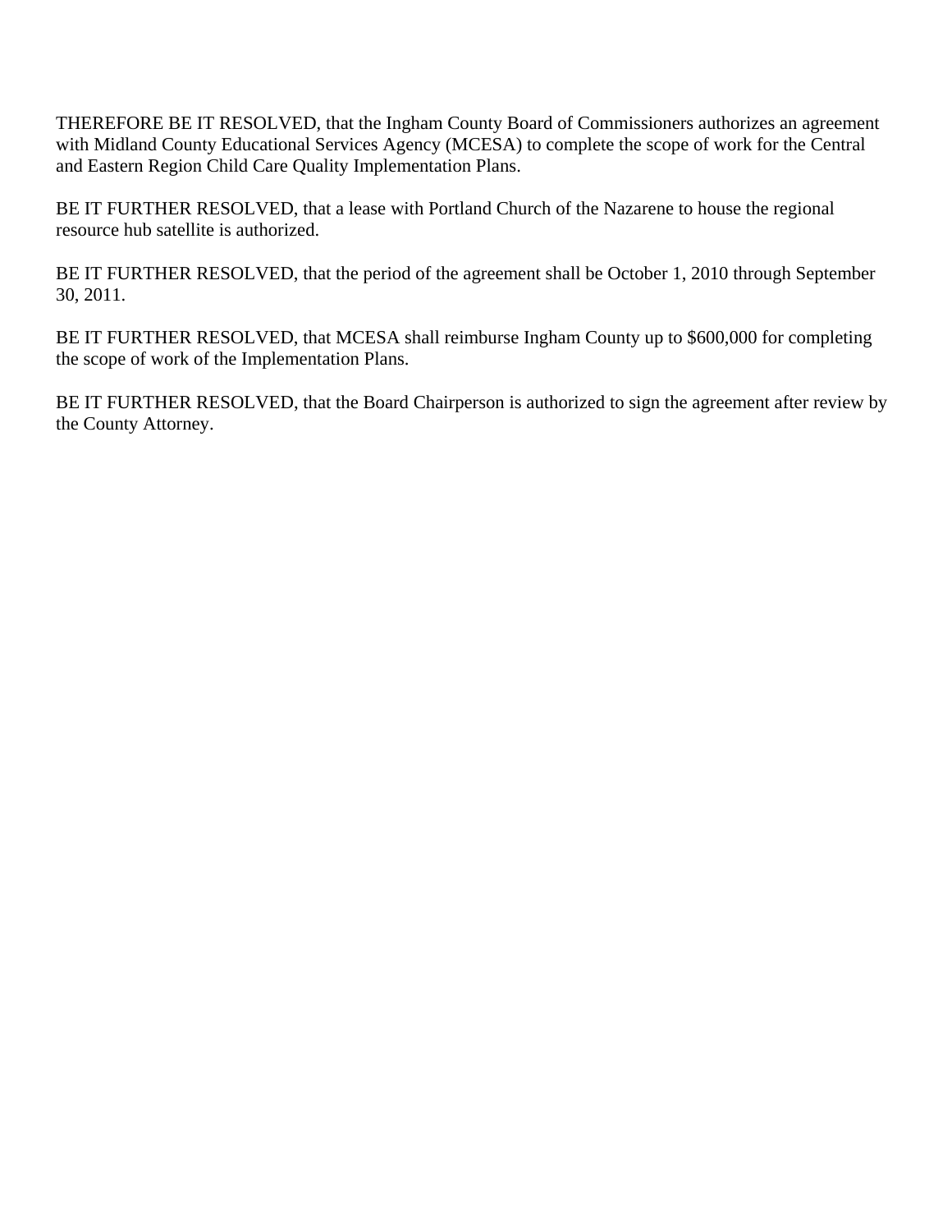THEREFORE BE IT RESOLVED, that the Ingham County Board of Commissioners authorizes an agreement with Midland County Educational Services Agency (MCESA) to complete the scope of work for the Central and Eastern Region Child Care Quality Implementation Plans.

BE IT FURTHER RESOLVED, that a lease with Portland Church of the Nazarene to house the regional resource hub satellite is authorized.

BE IT FURTHER RESOLVED, that the period of the agreement shall be October 1, 2010 through September 30, 2011.

BE IT FURTHER RESOLVED, that MCESA shall reimburse Ingham County up to $600,000 for completing the scope of work of the Implementation Plans.

BE IT FURTHER RESOLVED, that the Board Chairperson is authorized to sign the agreement after review by the County Attorney.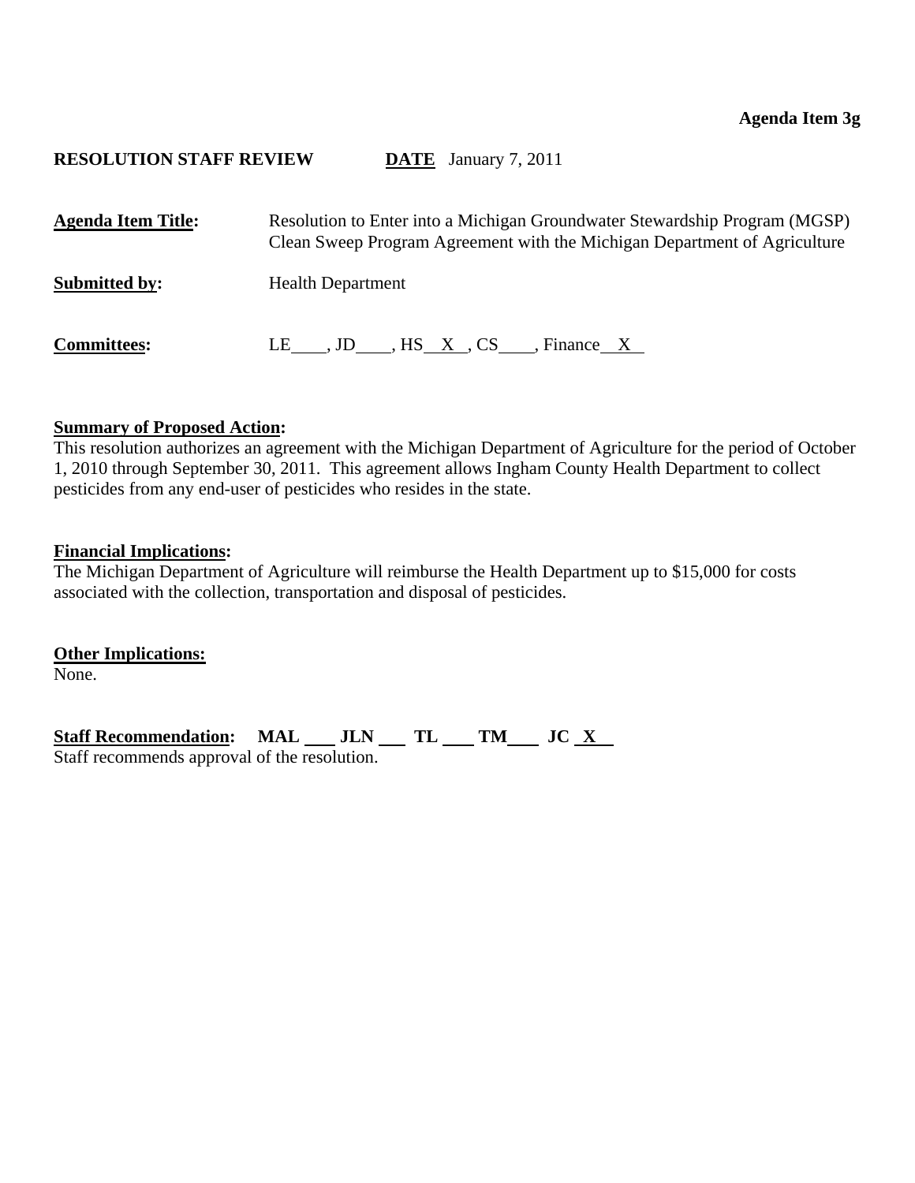**Agenda Item 3g**

**RESOLUTION STAFF REVIEW** **DATE** January 7, 2011

**Agenda Item Title:** Resolution to Enter into a Michigan Groundwater Stewardship Program (MGSP) Clean Sweep Program Agreement with the Michigan Department of Agriculture

**Submitted by:** Health Department

**Committees:** LE\_\_\_\_, JD\_\_\_\_, HS\_\_X\_\_, CS\_\_\_\_, Finance\_\_X\_\_

**Summary of Proposed Action:**
This resolution authorizes an agreement with the Michigan Department of Agriculture for the period of October 1, 2010 through September 30, 2011. This agreement allows Ingham County Health Department to collect pesticides from any end-user of pesticides who resides in the state.

**Financial Implications:**
The Michigan Department of Agriculture will reimburse the Health Department up to $15,000 for costs associated with the collection, transportation and disposal of pesticides.

**Other Implications:**
None.

**Staff Recommendation:** **MAL** \_\_\_ **JLN** \_\_\_ **TL** \_\_\_ **TM**\_\_\_ **JC** \_X\_
Staff recommends approval of the resolution.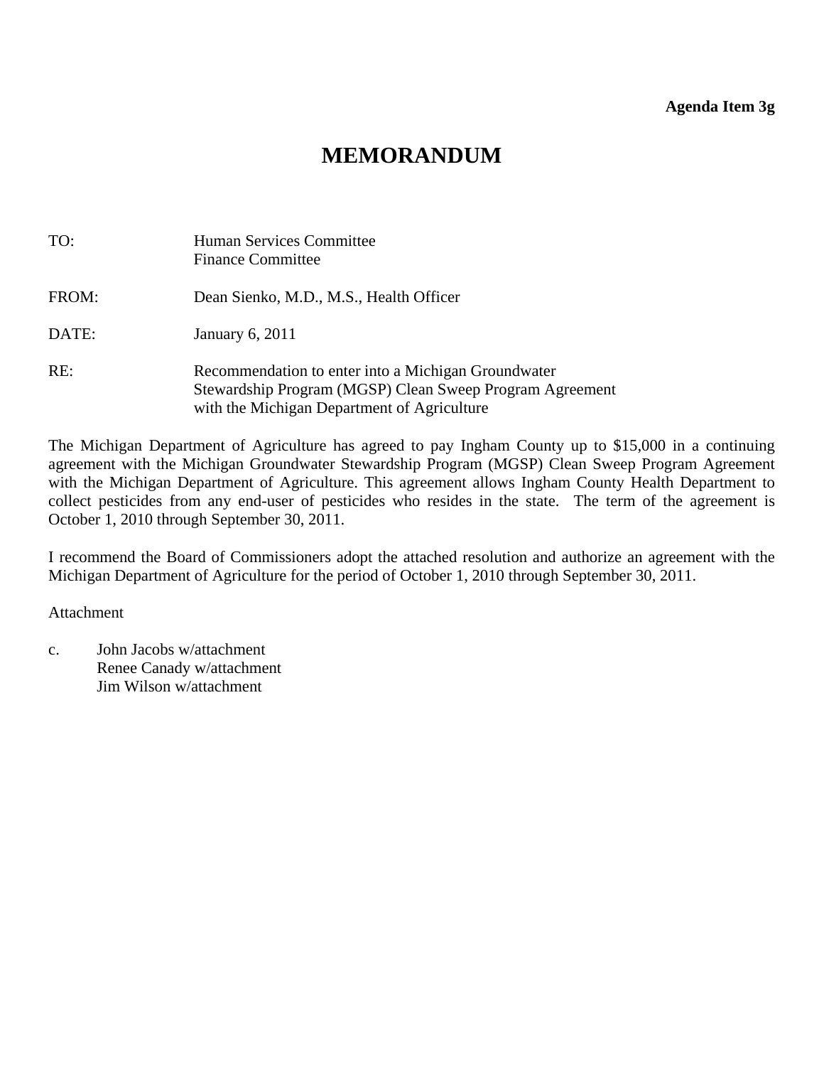**Agenda Item 3g**

# MEMORANDUM

| | |
|---|---|
| TO: | Human Services Committee<br>Finance Committee |
| FROM: | Dean Sienko, M.D., M.S., Health Officer |
| DATE: | January 6, 2011 |
| RE: | Recommendation to enter into a Michigan Groundwater Stewardship Program (MGSP) Clean Sweep Program Agreement with the Michigan Department of Agriculture |

The Michigan Department of Agriculture has agreed to pay Ingham County up to $15,000 in a continuing agreement with the Michigan Groundwater Stewardship Program (MGSP) Clean Sweep Program Agreement with the Michigan Department of Agriculture. This agreement allows Ingham County Health Department to collect pesticides from any end-user of pesticides who resides in the state. The term of the agreement is October 1, 2010 through September 30, 2011.

I recommend the Board of Commissioners adopt the attached resolution and authorize an agreement with the Michigan Department of Agriculture for the period of October 1, 2010 through September 30, 2011.

Attachment

c. John Jacobs w/attachment
Renee Canady w/attachment
Jim Wilson w/attachment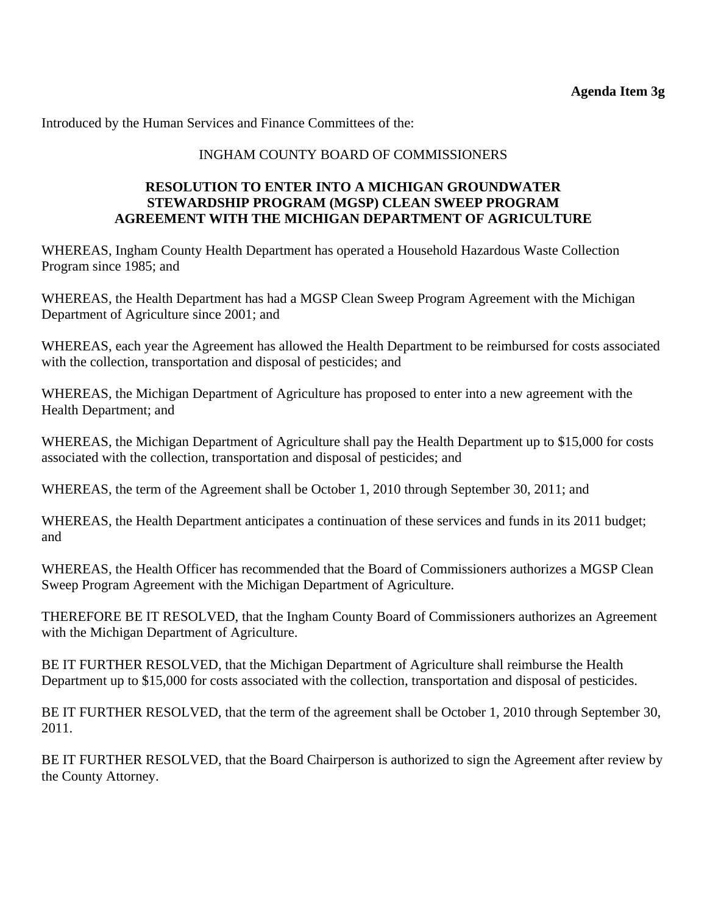**Agenda Item 3g**

Introduced by the Human Services and Finance Committees of the:

INGHAM COUNTY BOARD OF COMMISSIONERS

**RESOLUTION TO ENTER INTO A MICHIGAN GROUNDWATER STEWARDSHIP PROGRAM (MGSP) CLEAN SWEEP PROGRAM AGREEMENT WITH THE MICHIGAN DEPARTMENT OF AGRICULTURE**

WHEREAS, Ingham County Health Department has operated a Household Hazardous Waste Collection Program since 1985; and

WHEREAS, the Health Department has had a MGSP Clean Sweep Program Agreement with the Michigan Department of Agriculture since 2001; and

WHEREAS, each year the Agreement has allowed the Health Department to be reimbursed for costs associated with the collection, transportation and disposal of pesticides; and

WHEREAS, the Michigan Department of Agriculture has proposed to enter into a new agreement with the Health Department; and

WHEREAS, the Michigan Department of Agriculture shall pay the Health Department up to $15,000 for costs associated with the collection, transportation and disposal of pesticides; and

WHEREAS, the term of the Agreement shall be October 1, 2010 through September 30, 2011; and

WHEREAS, the Health Department anticipates a continuation of these services and funds in its 2011 budget; and

WHEREAS, the Health Officer has recommended that the Board of Commissioners authorizes a MGSP Clean Sweep Program Agreement with the Michigan Department of Agriculture.

THEREFORE BE IT RESOLVED, that the Ingham County Board of Commissioners authorizes an Agreement with the Michigan Department of Agriculture.

BE IT FURTHER RESOLVED, that the Michigan Department of Agriculture shall reimburse the Health Department up to $15,000 for costs associated with the collection, transportation and disposal of pesticides.

BE IT FURTHER RESOLVED, that the term of the agreement shall be October 1, 2010 through September 30, 2011.

BE IT FURTHER RESOLVED, that the Board Chairperson is authorized to sign the Agreement after review by the County Attorney.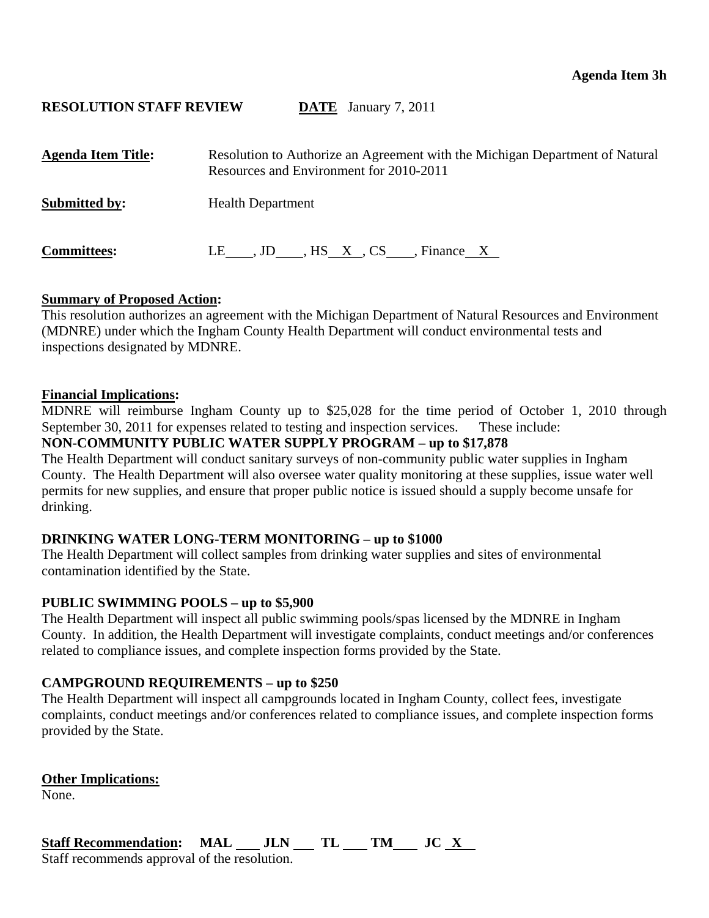**Agenda Item 3h**

**RESOLUTION STAFF REVIEW** **DATE** January 7, 2011

**Agenda Item Title:** Resolution to Authorize an Agreement with the Michigan Department of Natural Resources and Environment for 2010-2011

**Submitted by:** Health Department

**Committees:** LE\_\_\_\_, JD\_\_\_\_, HS X , CS\_\_\_\_, Finance X

**Summary of Proposed Action:**
This resolution authorizes an agreement with the Michigan Department of Natural Resources and Environment (MDNRE) under which the Ingham County Health Department will conduct environmental tests and inspections designated by MDNRE.

**Financial Implications:**
MDNRE will reimburse Ingham County up to $25,028 for the time period of October 1, 2010 through September 30, 2011 for expenses related to testing and inspection services. These include:

**NON-COMMUNITY PUBLIC WATER SUPPLY PROGRAM – up to $17,878**
The Health Department will conduct sanitary surveys of non-community public water supplies in Ingham County. The Health Department will also oversee water quality monitoring at these supplies, issue water well permits for new supplies, and ensure that proper public notice is issued should a supply become unsafe for drinking.

**DRINKING WATER LONG-TERM MONITORING – up to $1000**
The Health Department will collect samples from drinking water supplies and sites of environmental contamination identified by the State.

**PUBLIC SWIMMING POOLS – up to $5,900**
The Health Department will inspect all public swimming pools/spas licensed by the MDNRE in Ingham County. In addition, the Health Department will investigate complaints, conduct meetings and/or conferences related to compliance issues, and complete inspection forms provided by the State.

**CAMPGROUND REQUIREMENTS – up to $250**
The Health Department will inspect all campgrounds located in Ingham County, collect fees, investigate complaints, conduct meetings and/or conferences related to compliance issues, and complete inspection forms provided by the State.

**Other Implications:**
None.

**Staff Recommendation:** **MAL** \_\_\_ **JLN** \_\_\_ **TL** \_\_\_ **TM** \_\_\_ **JC** X
Staff recommends approval of the resolution.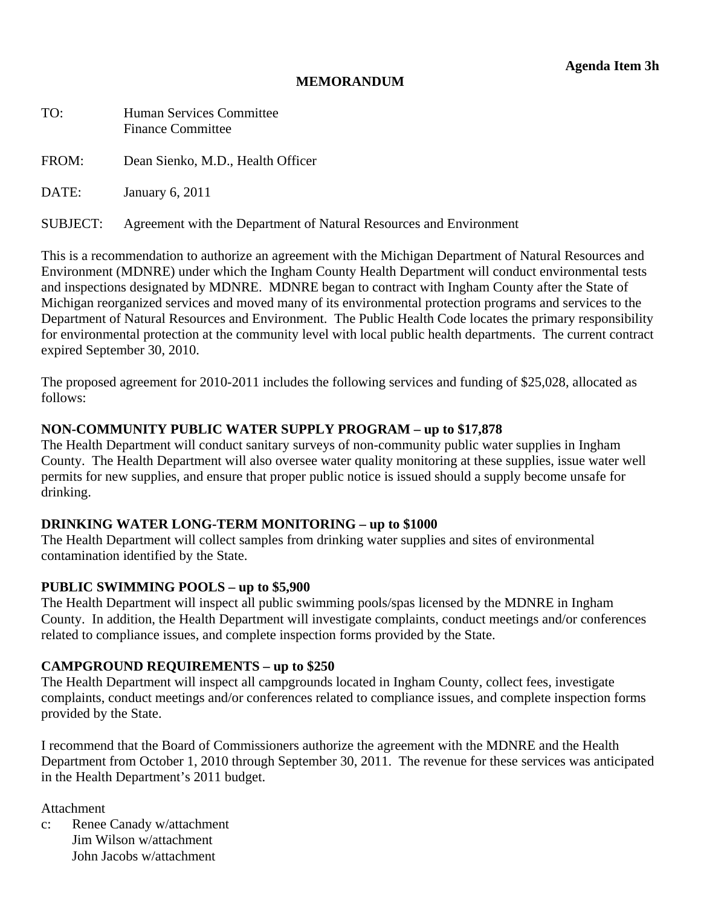**Agenda Item 3h**

**MEMORANDUM**

TO: Human Services Committee
Finance Committee

FROM: Dean Sienko, M.D., Health Officer

DATE: January 6, 2011

SUBJECT: Agreement with the Department of Natural Resources and Environment

This is a recommendation to authorize an agreement with the Michigan Department of Natural Resources and Environment (MDNRE) under which the Ingham County Health Department will conduct environmental tests and inspections designated by MDNRE. MDNRE began to contract with Ingham County after the State of Michigan reorganized services and moved many of its environmental protection programs and services to the Department of Natural Resources and Environment. The Public Health Code locates the primary responsibility for environmental protection at the community level with local public health departments. The current contract expired September 30, 2010.

The proposed agreement for 2010-2011 includes the following services and funding of $25,028, allocated as follows:

**NON-COMMUNITY PUBLIC WATER SUPPLY PROGRAM – up to $17,878**
The Health Department will conduct sanitary surveys of non-community public water supplies in Ingham County. The Health Department will also oversee water quality monitoring at these supplies, issue water well permits for new supplies, and ensure that proper public notice is issued should a supply become unsafe for drinking.

**DRINKING WATER LONG-TERM MONITORING – up to $1000**
The Health Department will collect samples from drinking water supplies and sites of environmental contamination identified by the State.

**PUBLIC SWIMMING POOLS – up to $5,900**
The Health Department will inspect all public swimming pools/spas licensed by the MDNRE in Ingham County. In addition, the Health Department will investigate complaints, conduct meetings and/or conferences related to compliance issues, and complete inspection forms provided by the State.

**CAMPGROUND REQUIREMENTS – up to $250**
The Health Department will inspect all campgrounds located in Ingham County, collect fees, investigate complaints, conduct meetings and/or conferences related to compliance issues, and complete inspection forms provided by the State.

I recommend that the Board of Commissioners authorize the agreement with the MDNRE and the Health Department from October 1, 2010 through September 30, 2011. The revenue for these services was anticipated in the Health Department's 2011 budget.

Attachment

c: Renee Canady w/attachment
Jim Wilson w/attachment
John Jacobs w/attachment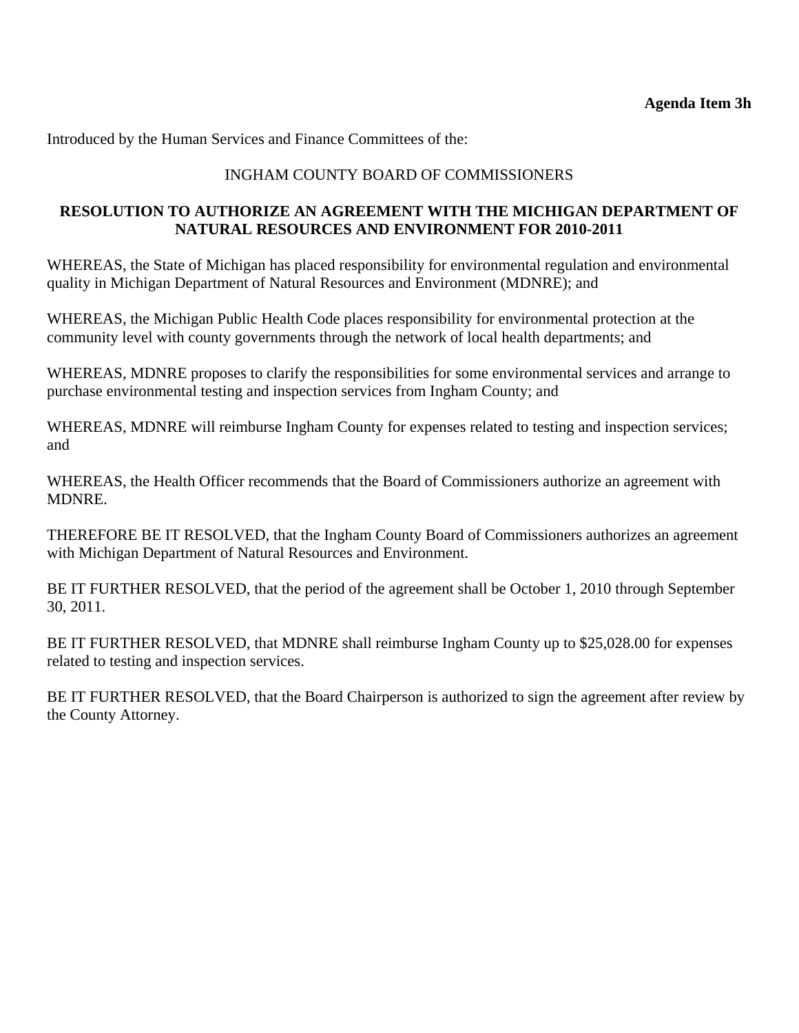**Agenda Item 3h**

Introduced by the Human Services and Finance Committees of the:

INGHAM COUNTY BOARD OF COMMISSIONERS

**RESOLUTION TO AUTHORIZE AN AGREEMENT WITH THE MICHIGAN DEPARTMENT OF NATURAL RESOURCES AND ENVIRONMENT FOR 2010-2011**

WHEREAS, the State of Michigan has placed responsibility for environmental regulation and environmental quality in Michigan Department of Natural Resources and Environment (MDNRE); and

WHEREAS, the Michigan Public Health Code places responsibility for environmental protection at the community level with county governments through the network of local health departments; and

WHEREAS, MDNRE proposes to clarify the responsibilities for some environmental services and arrange to purchase environmental testing and inspection services from Ingham County; and

WHEREAS, MDNRE will reimburse Ingham County for expenses related to testing and inspection services; and

WHEREAS, the Health Officer recommends that the Board of Commissioners authorize an agreement with MDNRE.

THEREFORE BE IT RESOLVED, that the Ingham County Board of Commissioners authorizes an agreement with Michigan Department of Natural Resources and Environment.

BE IT FURTHER RESOLVED, that the period of the agreement shall be October 1, 2010 through September 30, 2011.

BE IT FURTHER RESOLVED, that MDNRE shall reimburse Ingham County up to $25,028.00 for expenses related to testing and inspection services.

BE IT FURTHER RESOLVED, that the Board Chairperson is authorized to sign the agreement after review by the County Attorney.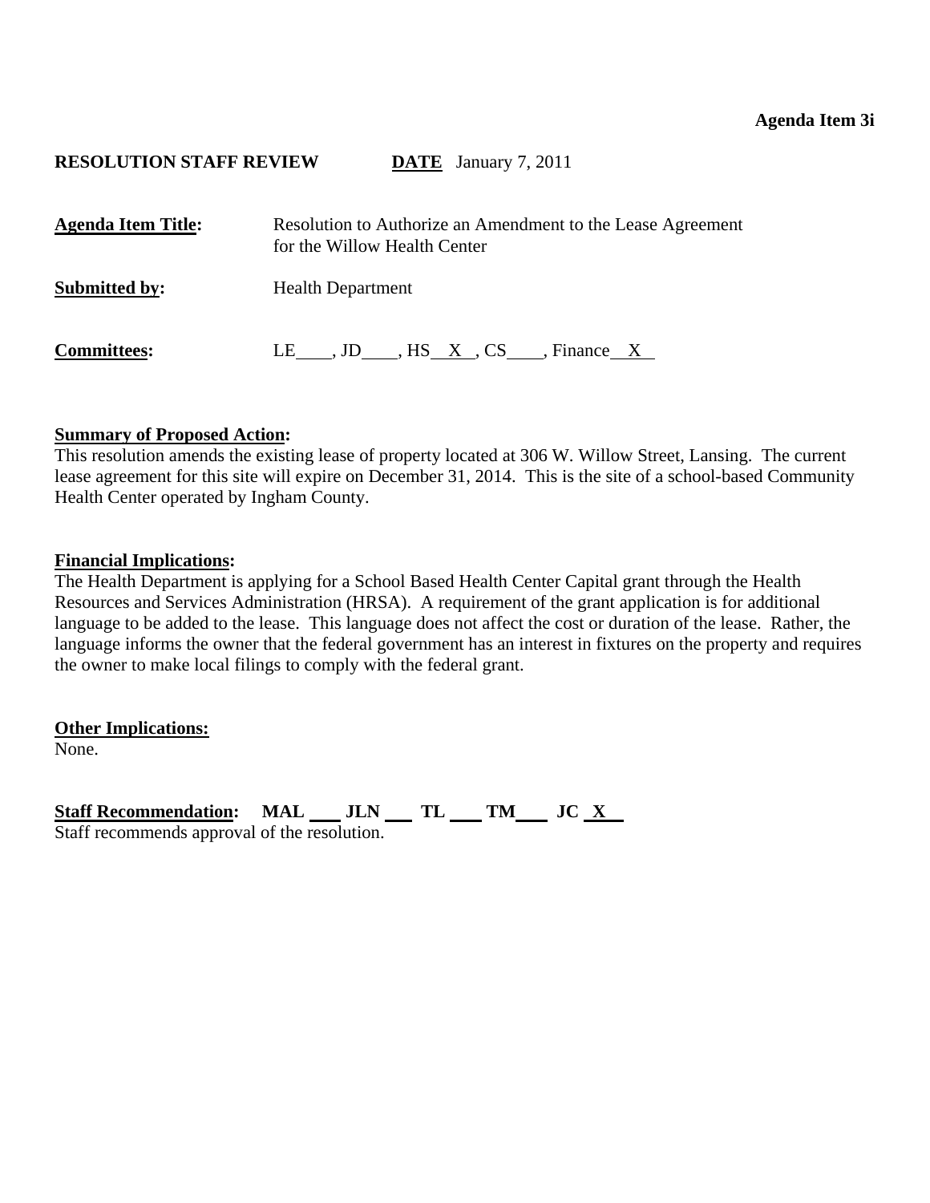**Agenda Item 3i**

**RESOLUTION STAFF REVIEW** **DATE** January 7, 2011

**Agenda Item Title:** Resolution to Authorize an Amendment to the Lease Agreement for the Willow Health Center

**Submitted by:** Health Department

**Committees:** LE\_\_\_\_, JD\_\_\_\_, HS X , CS\_\_\_\_, Finance X

**Summary of Proposed Action:**
This resolution amends the existing lease of property located at 306 W. Willow Street, Lansing. The current lease agreement for this site will expire on December 31, 2014. This is the site of a school-based Community Health Center operated by Ingham County.

**Financial Implications:**
The Health Department is applying for a School Based Health Center Capital grant through the Health Resources and Services Administration (HRSA). A requirement of the grant application is for additional language to be added to the lease. This language does not affect the cost or duration of the lease. Rather, the language informs the owner that the federal government has an interest in fixtures on the property and requires the owner to make local filings to comply with the federal grant.

**Other Implications:**
None.

**Staff Recommendation:** MAL \_\_\_ JLN \_\_\_ TL \_\_\_ TM\_\_\_ JC X
Staff recommends approval of the resolution.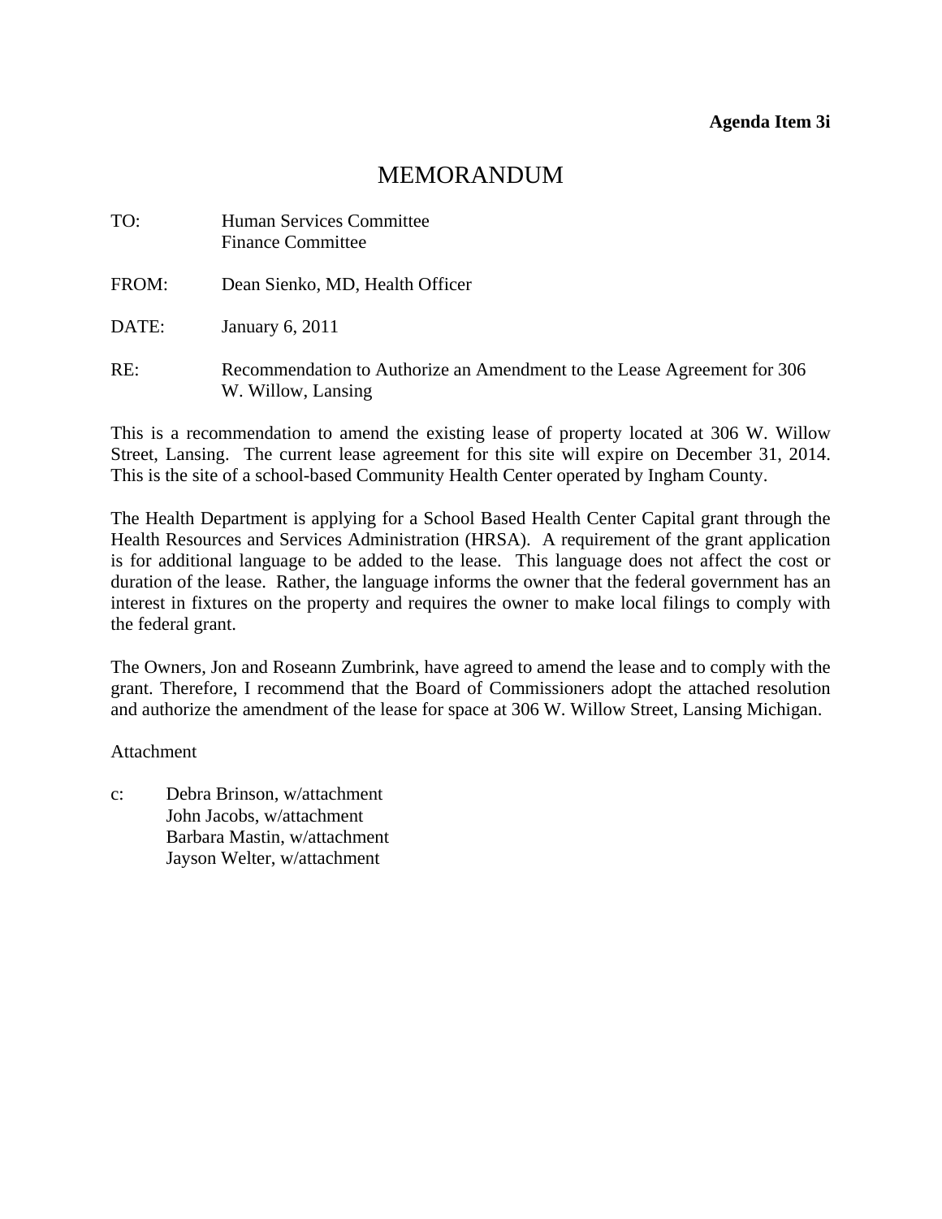**Agenda Item 3i**

# MEMORANDUM

TO: Human Services Committee
Finance Committee

FROM: Dean Sienko, MD, Health Officer

DATE: January 6, 2011

RE: Recommendation to Authorize an Amendment to the Lease Agreement for 306 W. Willow, Lansing

This is a recommendation to amend the existing lease of property located at 306 W. Willow Street, Lansing. The current lease agreement for this site will expire on December 31, 2014. This is the site of a school-based Community Health Center operated by Ingham County.

The Health Department is applying for a School Based Health Center Capital grant through the Health Resources and Services Administration (HRSA). A requirement of the grant application is for additional language to be added to the lease. This language does not affect the cost or duration of the lease. Rather, the language informs the owner that the federal government has an interest in fixtures on the property and requires the owner to make local filings to comply with the federal grant.

The Owners, Jon and Roseann Zumbrink, have agreed to amend the lease and to comply with the grant. Therefore, I recommend that the Board of Commissioners adopt the attached resolution and authorize the amendment of the lease for space at 306 W. Willow Street, Lansing Michigan.

Attachment

c: Debra Brinson, w/attachment
John Jacobs, w/attachment
Barbara Mastin, w/attachment
Jayson Welter, w/attachment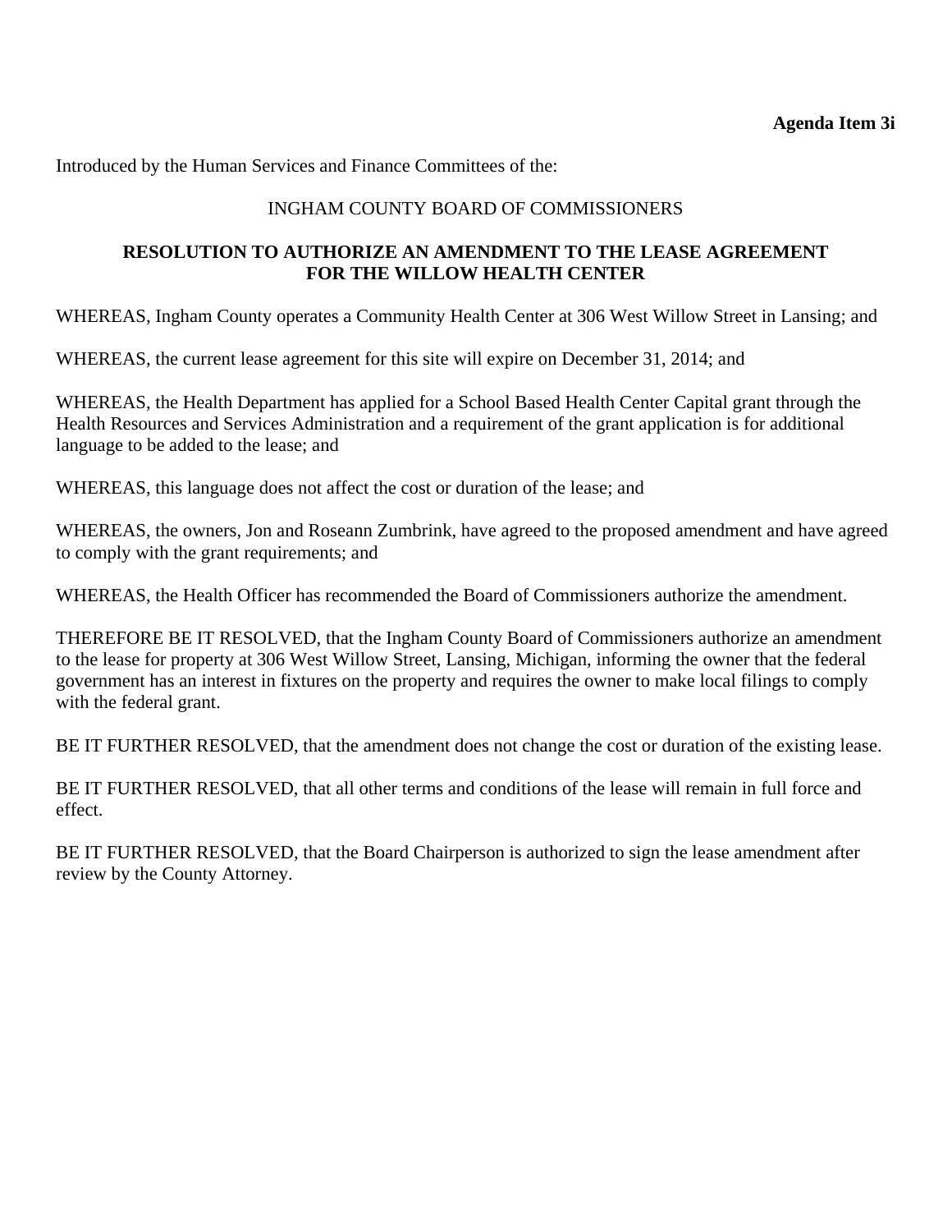**Agenda Item 3i**

Introduced by the Human Services and Finance Committees of the:

INGHAM COUNTY BOARD OF COMMISSIONERS

**RESOLUTION TO AUTHORIZE AN AMENDMENT TO THE LEASE AGREEMENT FOR THE WILLOW HEALTH CENTER**

WHEREAS, Ingham County operates a Community Health Center at 306 West Willow Street in Lansing; and

WHEREAS, the current lease agreement for this site will expire on December 31, 2014; and

WHEREAS, the Health Department has applied for a School Based Health Center Capital grant through the Health Resources and Services Administration and a requirement of the grant application is for additional language to be added to the lease; and

WHEREAS, this language does not affect the cost or duration of the lease; and

WHEREAS, the owners, Jon and Roseann Zumbrink, have agreed to the proposed amendment and have agreed to comply with the grant requirements; and

WHEREAS, the Health Officer has recommended the Board of Commissioners authorize the amendment.

THEREFORE BE IT RESOLVED, that the Ingham County Board of Commissioners authorize an amendment to the lease for property at 306 West Willow Street, Lansing, Michigan, informing the owner that the federal government has an interest in fixtures on the property and requires the owner to make local filings to comply with the federal grant.

BE IT FURTHER RESOLVED, that the amendment does not change the cost or duration of the existing lease.

BE IT FURTHER RESOLVED, that all other terms and conditions of the lease will remain in full force and effect.

BE IT FURTHER RESOLVED, that the Board Chairperson is authorized to sign the lease amendment after review by the County Attorney.